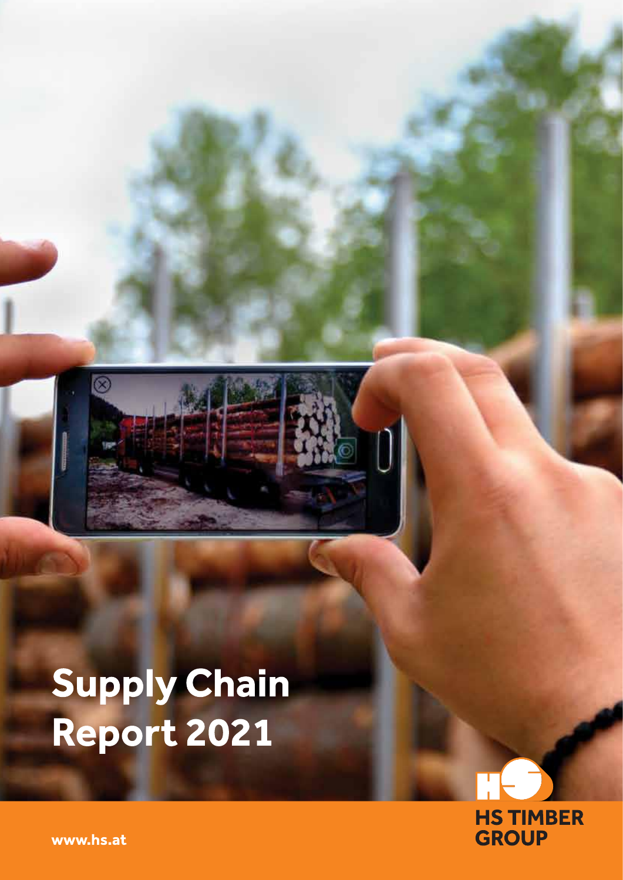# Supply Chain Report 2021

HS TIMBER GROUP

www.hs.at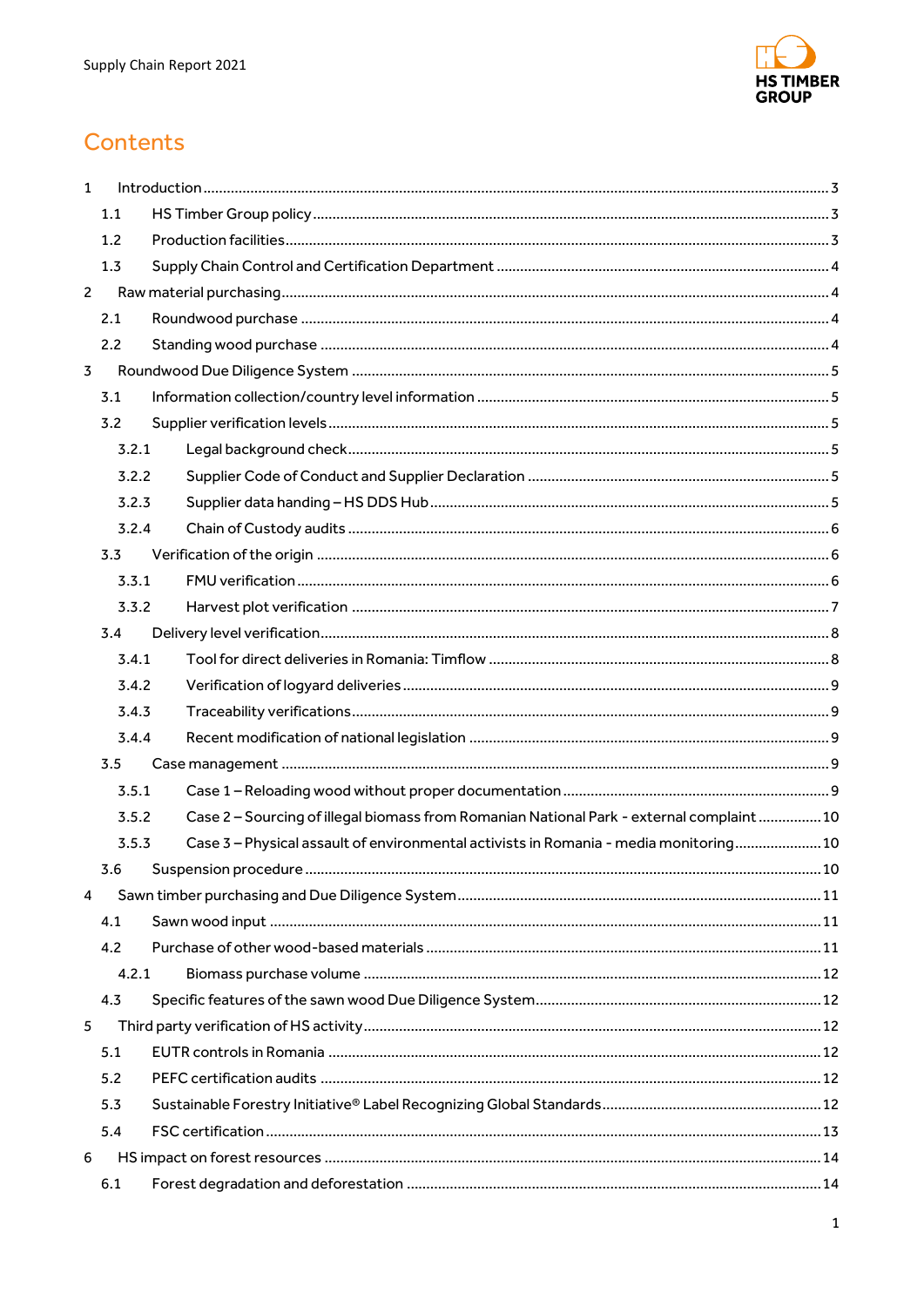# Contents

- 1 Introduction ... 3
  - 1.1 HS Timber Group policy ... 3
  - 1.2 Production facilities ... 3
  - 1.3 Supply Chain Control and Certification Department ... 4
- 2 Raw material purchasing ... 4
  - 2.1 Roundwood purchase ... 4
  - 2.2 Standing wood purchase ... 4
- 3 Roundwood Due Diligence System ... 5
  - 3.1 Information collection/country level information ... 5
  - 3.2 Supplier verification levels ... 5
    - 3.2.1 Legal background check ... 5
    - 3.2.2 Supplier Code of Conduct and Supplier Declaration ... 5
    - 3.2.3 Supplier data handing – HS DDS Hub ... 5
    - 3.2.4 Chain of Custody audits ... 6
  - 3.3 Verification of the origin ... 6
    - 3.3.1 FMU verification ... 6
    - 3.3.2 Harvest plot verification ... 7
  - 3.4 Delivery level verification ... 8
    - 3.4.1 Tool for direct deliveries in Romania: Timflow ... 8
    - 3.4.2 Verification of logyard deliveries ... 9
    - 3.4.3 Traceability verifications ... 9
    - 3.4.4 Recent modification of national legislation ... 9
  - 3.5 Case management ... 9
    - 3.5.1 Case 1 – Reloading wood without proper documentation ... 9
    - 3.5.2 Case 2 – Sourcing of illegal biomass from Romanian National Park - external complaint ... 10
    - 3.5.3 Case 3 – Physical assault of environmental activists in Romania - media monitoring ... 10
  - 3.6 Suspension procedure ... 10
- 4 Sawn timber purchasing and Due Diligence System ... 11
  - 4.1 Sawn wood input ... 11
  - 4.2 Purchase of other wood-based materials ... 11
    - 4.2.1 Biomass purchase volume ... 12
  - 4.3 Specific features of the sawn wood Due Diligence System ... 12
- 5 Third party verification of HS activity ... 12
  - 5.1 EUTR controls in Romania ... 12
  - 5.2 PEFC certification audits ... 12
  - 5.3 Sustainable Forestry Initiative® Label Recognizing Global Standards ... 12
  - 5.4 FSC certification ... 13
- 6 HS impact on forest resources ... 14
  - 6.1 Forest degradation and deforestation ... 14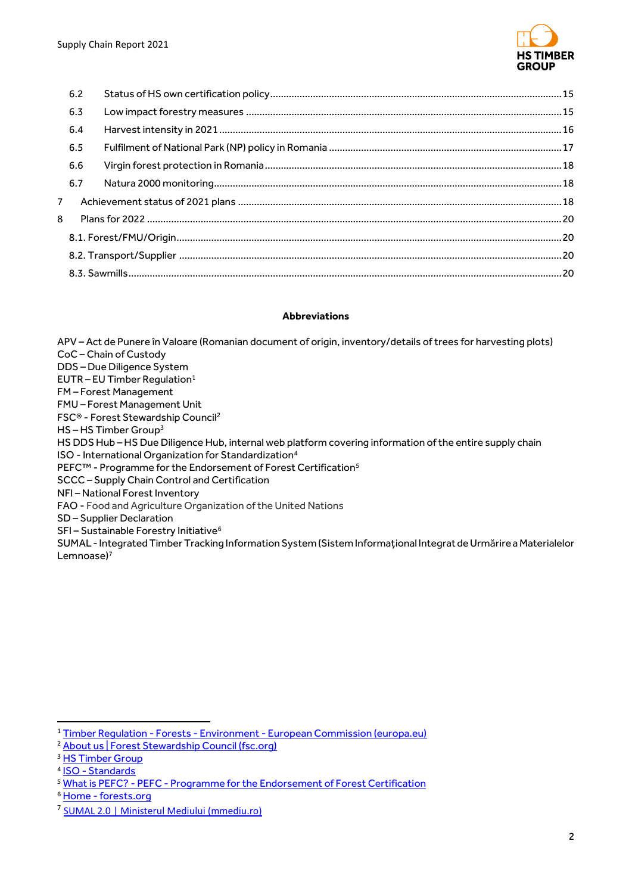| | | |
|---|---|---|
| 6.2 | Status of HS own certification policy | 15 |
| 6.3 | Low impact forestry measures | 15 |
| 6.4 | Harvest intensity in 2021 | 16 |
| 6.5 | Fulfilment of National Park (NP) policy in Romania | 17 |
| 6.6 | Virgin forest protection in Romania | 18 |
| 6.7 | Natura 2000 monitoring | 18 |
| 7 | Achievement status of 2021 plans | 18 |
| 8 | Plans for 2022 | 20 |
| 8.1. | Forest/FMU/Origin | 20 |
| 8.2. | Transport/Supplier | 20 |
| 8.3. | Sawmills | 20 |

**Abbreviations**

APV – Act de Punere în Valoare (Romanian document of origin, inventory/details of trees for harvesting plots)
CoC – Chain of Custody
DDS – Due Diligence System
EUTR – EU Timber Regulation[1]
FM – Forest Management
FMU – Forest Management Unit
FSC® - Forest Stewardship Council[2]
HS – HS Timber Group[3]
HS DDS Hub – HS Due Diligence Hub, internal web platform covering information of the entire supply chain
ISO - International Organization for Standardization[4]
PEFC™ - Programme for the Endorsement of Forest Certification[5]
SCCC – Supply Chain Control and Certification
NFI – National Forest Inventory
FAO - Food and Agriculture Organization of the United Nations
SD – Supplier Declaration
SFI – Sustainable Forestry Initiative[6]
SUMAL - Integrated Timber Tracking Information System (Sistem Informațional Integrat de Urmărire a Materialelor Lemnoase)[7]

---

[1] Timber Regulation - Forests - Environment - European Commission (europa.eu)
[2] About us | Forest Stewardship Council (fsc.org)
[3] HS Timber Group
[4] ISO - Standards
[5] What is PEFC? - PEFC - Programme for the Endorsement of Forest Certification
[6] Home - forests.org
[7] SUMAL 2.0 | Ministerul Mediului (mmediu.ro)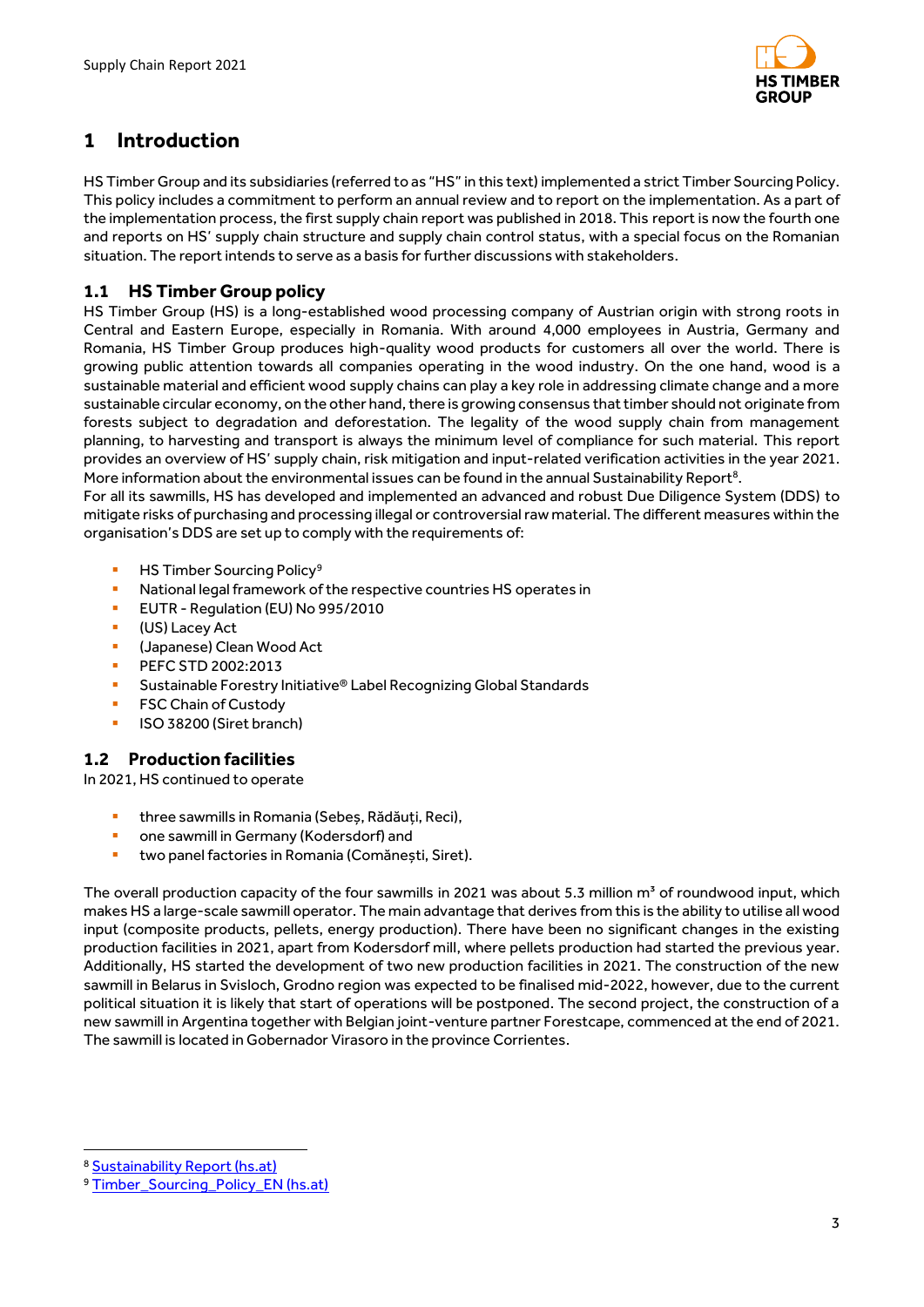# 1 Introduction

HS Timber Group and its subsidiaries (referred to as "HS" in this text) implemented a strict Timber Sourcing Policy. This policy includes a commitment to perform an annual review and to report on the implementation. As a part of the implementation process, the first supply chain report was published in 2018. This report is now the fourth one and reports on HS' supply chain structure and supply chain control status, with a special focus on the Romanian situation. The report intends to serve as a basis for further discussions with stakeholders.

## 1.1 HS Timber Group policy

HS Timber Group (HS) is a long-established wood processing company of Austrian origin with strong roots in Central and Eastern Europe, especially in Romania. With around 4,000 employees in Austria, Germany and Romania, HS Timber Group produces high-quality wood products for customers all over the world. There is growing public attention towards all companies operating in the wood industry. On the one hand, wood is a sustainable material and efficient wood supply chains can play a key role in addressing climate change and a more sustainable circular economy, on the other hand, there is growing consensus that timber should not originate from forests subject to degradation and deforestation. The legality of the wood supply chain from management planning, to harvesting and transport is always the minimum level of compliance for such material. This report provides an overview of HS' supply chain, risk mitigation and input-related verification activities in the year 2021. More information about the environmental issues can be found in the annual Sustainability Report[8].

For all its sawmills, HS has developed and implemented an advanced and robust Due Diligence System (DDS) to mitigate risks of purchasing and processing illegal or controversial raw material. The different measures within the organisation's DDS are set up to comply with the requirements of:

- HS Timber Sourcing Policy[9]
- National legal framework of the respective countries HS operates in
- EUTR - Regulation (EU) No 995/2010
- (US) Lacey Act
- (Japanese) Clean Wood Act
- PEFC STD 2002:2013
- Sustainable Forestry Initiative® Label Recognizing Global Standards
- FSC Chain of Custody
- ISO 38200 (Siret branch)

## 1.2 Production facilities

In 2021, HS continued to operate

- three sawmills in Romania (Sebeș, Rădăuți, Reci),
- one sawmill in Germany (Kodersdorf) and
- two panel factories in Romania (Comănești, Siret).

The overall production capacity of the four sawmills in 2021 was about 5.3 million m³ of roundwood input, which makes HS a large-scale sawmill operator. The main advantage that derives from this is the ability to utilise all wood input (composite products, pellets, energy production). There have been no significant changes in the existing production facilities in 2021, apart from Kodersdorf mill, where pellets production had started the previous year. Additionally, HS started the development of two new production facilities in 2021. The construction of the new sawmill in Belarus in Svisloch, Grodno region was expected to be finalised mid-2022, however, due to the current political situation it is likely that start of operations will be postponed. The second project, the construction of a new sawmill in Argentina together with Belgian joint-venture partner Forestcape, commenced at the end of 2021. The sawmill is located in Gobernador Virasoro in the province Corrientes.

---

[8] Sustainability Report (hs.at)

[9] Timber_Sourcing_Policy_EN (hs.at)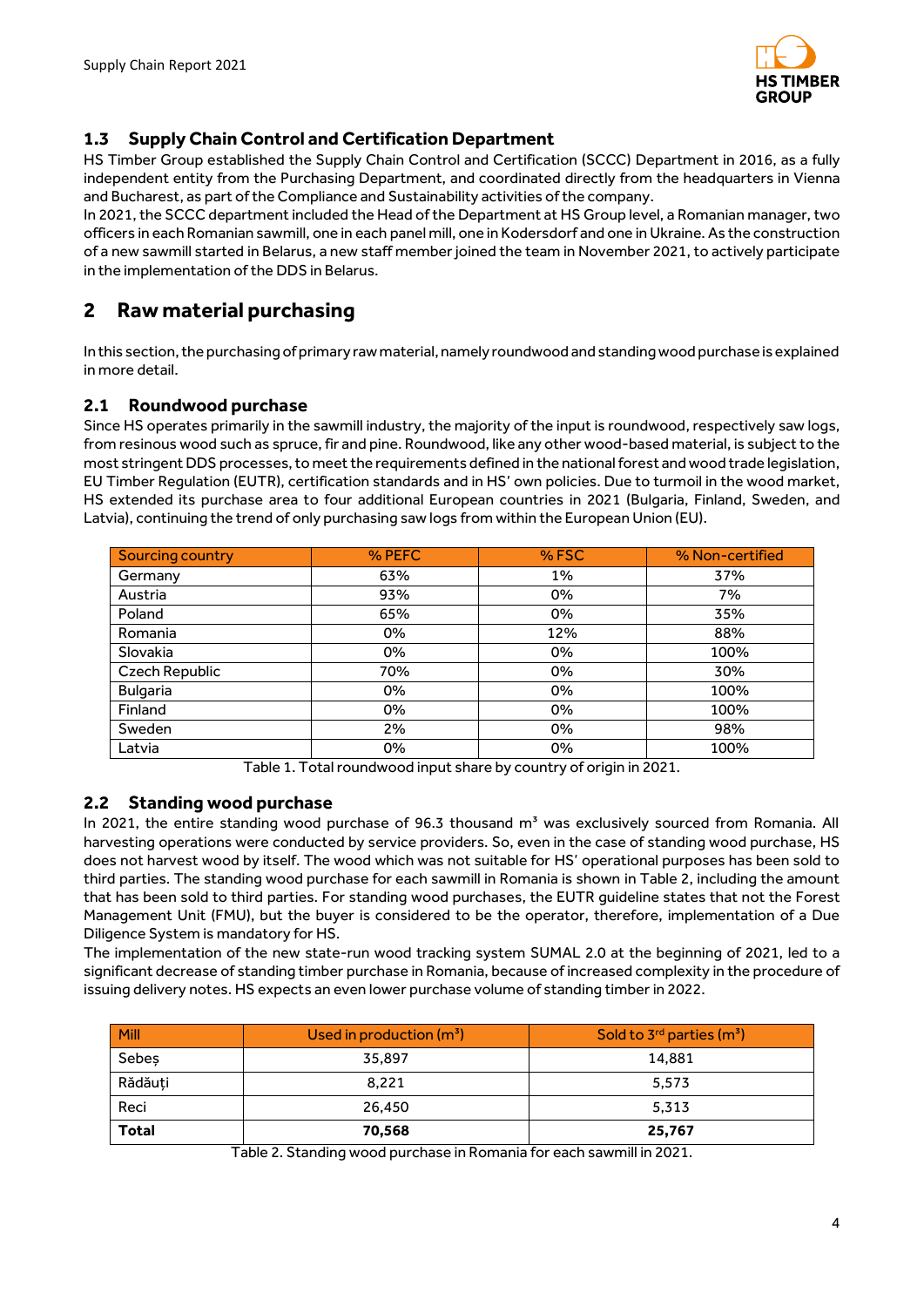### 1.3 Supply Chain Control and Certification Department

HS Timber Group established the Supply Chain Control and Certification (SCCC) Department in 2016, as a fully independent entity from the Purchasing Department, and coordinated directly from the headquarters in Vienna and Bucharest, as part of the Compliance and Sustainability activities of the company.
In 2021, the SCCC department included the Head of the Department at HS Group level, a Romanian manager, two officers in each Romanian sawmill, one in each panel mill, one in Kodersdorf and one in Ukraine. As the construction of a new sawmill started in Belarus, a new staff member joined the team in November 2021, to actively participate in the implementation of the DDS in Belarus.

## 2 Raw material purchasing

In this section, the purchasing of primary raw material, namely roundwood and standing wood purchase is explained in more detail.

### 2.1 Roundwood purchase

Since HS operates primarily in the sawmill industry, the majority of the input is roundwood, respectively saw logs, from resinous wood such as spruce, fir and pine. Roundwood, like any other wood-based material, is subject to the most stringent DDS processes, to meet the requirements defined in the national forest and wood trade legislation, EU Timber Regulation (EUTR), certification standards and in HS' own policies. Due to turmoil in the wood market, HS extended its purchase area to four additional European countries in 2021 (Bulgaria, Finland, Sweden, and Latvia), continuing the trend of only purchasing saw logs from within the European Union (EU).

| Sourcing country | % PEFC | % FSC | % Non-certified |
|---|---|---|---|
| Germany | 63% | 1% | 37% |
| Austria | 93% | 0% | 7% |
| Poland | 65% | 0% | 35% |
| Romania | 0% | 12% | 88% |
| Slovakia | 0% | 0% | 100% |
| Czech Republic | 70% | 0% | 30% |
| Bulgaria | 0% | 0% | 100% |
| Finland | 0% | 0% | 100% |
| Sweden | 2% | 0% | 98% |
| Latvia | 0% | 0% | 100% |

Table 1. Total roundwood input share by country of origin in 2021.

### 2.2 Standing wood purchase

In 2021, the entire standing wood purchase of 96.3 thousand m³ was exclusively sourced from Romania. All harvesting operations were conducted by service providers. So, even in the case of standing wood purchase, HS does not harvest wood by itself. The wood which was not suitable for HS' operational purposes has been sold to third parties. The standing wood purchase for each sawmill in Romania is shown in Table 2, including the amount that has been sold to third parties. For standing wood purchases, the EUTR guideline states that not the Forest Management Unit (FMU), but the buyer is considered to be the operator, therefore, implementation of a Due Diligence System is mandatory for HS.
The implementation of the new state-run wood tracking system SUMAL 2.0 at the beginning of 2021, led to a significant decrease of standing timber purchase in Romania, because of increased complexity in the procedure of issuing delivery notes. HS expects an even lower purchase volume of standing timber in 2022.

| Mill | Used in production (m³) | Sold to 3rd parties (m³) |
|---|---|---|
| Sebeș | 35,897 | 14,881 |
| Rădăuți | 8,221 | 5,573 |
| Reci | 26,450 | 5,313 |
| **Total** | **70,568** | **25,767** |

Table 2. Standing wood purchase in Romania for each sawmill in 2021.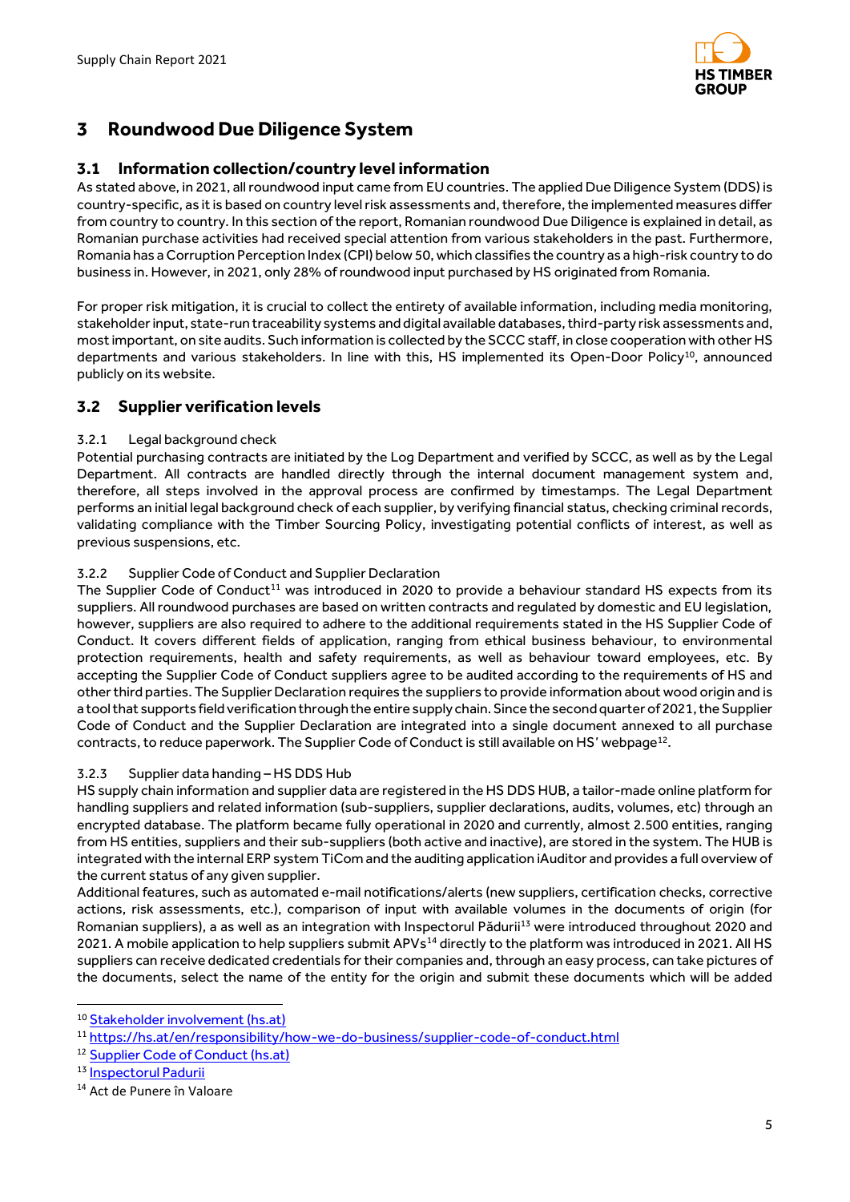# 3 Roundwood Due Diligence System

## 3.1 Information collection/country level information

As stated above, in 2021, all roundwood input came from EU countries. The applied Due Diligence System (DDS) is country-specific, as it is based on country level risk assessments and, therefore, the implemented measures differ from country to country. In this section of the report, Romanian roundwood Due Diligence is explained in detail, as Romanian purchase activities had received special attention from various stakeholders in the past. Furthermore, Romania has a Corruption Perception Index (CPI) below 50, which classifies the country as a high-risk country to do business in. However, in 2021, only 28% of roundwood input purchased by HS originated from Romania.

For proper risk mitigation, it is crucial to collect the entirety of available information, including media monitoring, stakeholder input, state-run traceability systems and digital available databases, third-party risk assessments and, most important, on site audits. Such information is collected by the SCCC staff, in close cooperation with other HS departments and various stakeholders. In line with this, HS implemented its Open-Door Policy[10], announced publicly on its website.

## 3.2 Supplier verification levels

### 3.2.1 Legal background check

Potential purchasing contracts are initiated by the Log Department and verified by SCCC, as well as by the Legal Department. All contracts are handled directly through the internal document management system and, therefore, all steps involved in the approval process are confirmed by timestamps. The Legal Department performs an initial legal background check of each supplier, by verifying financial status, checking criminal records, validating compliance with the Timber Sourcing Policy, investigating potential conflicts of interest, as well as previous suspensions, etc.

### 3.2.2 Supplier Code of Conduct and Supplier Declaration

The Supplier Code of Conduct[11] was introduced in 2020 to provide a behaviour standard HS expects from its suppliers. All roundwood purchases are based on written contracts and regulated by domestic and EU legislation, however, suppliers are also required to adhere to the additional requirements stated in the HS Supplier Code of Conduct. It covers different fields of application, ranging from ethical business behaviour, to environmental protection requirements, health and safety requirements, as well as behaviour toward employees, etc. By accepting the Supplier Code of Conduct suppliers agree to be audited according to the requirements of HS and other third parties. The Supplier Declaration requires the suppliers to provide information about wood origin and is a tool that supports field verification through the entire supply chain. Since the second quarter of 2021, the Supplier Code of Conduct and the Supplier Declaration are integrated into a single document annexed to all purchase contracts, to reduce paperwork. The Supplier Code of Conduct is still available on HS' webpage[12].

### 3.2.3 Supplier data handing – HS DDS Hub

HS supply chain information and supplier data are registered in the HS DDS HUB, a tailor-made online platform for handling suppliers and related information (sub-suppliers, supplier declarations, audits, volumes, etc) through an encrypted database. The platform became fully operational in 2020 and currently, almost 2.500 entities, ranging from HS entities, suppliers and their sub-suppliers (both active and inactive), are stored in the system. The HUB is integrated with the internal ERP system TiCom and the auditing application iAuditor and provides a full overview of the current status of any given supplier.

Additional features, such as automated e-mail notifications/alerts (new suppliers, certification checks, corrective actions, risk assessments, etc.), comparison of input with available volumes in the documents of origin (for Romanian suppliers), a as well as an integration with Inspectorul Pădurii[13] were introduced throughout 2020 and 2021. A mobile application to help suppliers submit APVs[14] directly to the platform was introduced in 2021. All HS suppliers can receive dedicated credentials for their companies and, through an easy process, can take pictures of the documents, select the name of the entity for the origin and submit these documents which will be added

---

[10] Stakeholder involvement (hs.at)

[11] https://hs.at/en/responsibility/how-we-do-business/supplier-code-of-conduct.html

[12] Supplier Code of Conduct (hs.at)

[13] Inspectorul Padurii

[14] Act de Punere în Valoare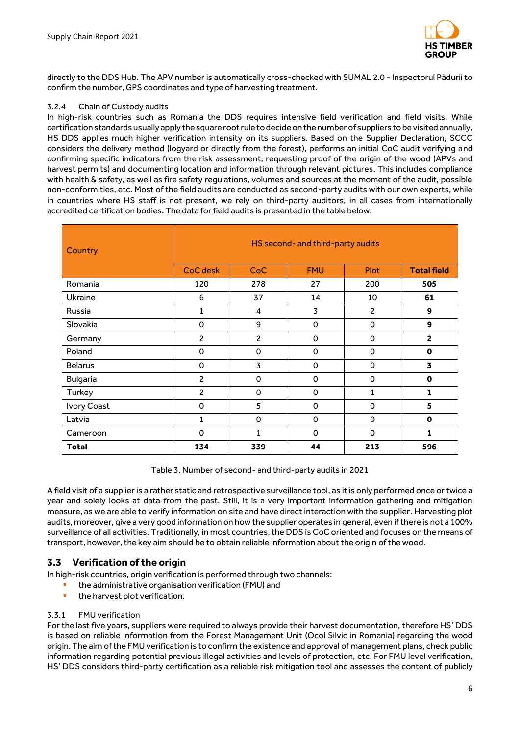directly to the DDS Hub. The APV number is automatically cross-checked with SUMAL 2.0 - Inspectorul Pădurii to confirm the number, GPS coordinates and type of harvesting treatment.

#### 3.2.4 Chain of Custody audits

In high-risk countries such as Romania the DDS requires intensive field verification and field visits. While certification standards usually apply the square root rule to decide on the number of suppliers to be visited annually, HS DDS applies much higher verification intensity on its suppliers. Based on the Supplier Declaration, SCCC considers the delivery method (logyard or directly from the forest), performs an initial CoC audit verifying and confirming specific indicators from the risk assessment, requesting proof of the origin of the wood (APVs and harvest permits) and documenting location and information through relevant pictures. This includes compliance with health & safety, as well as fire safety regulations, volumes and sources at the moment of the audit, possible non-conformities, etc. Most of the field audits are conducted as second-party audits with our own experts, while in countries where HS staff is not present, we rely on third-party auditors, in all cases from internationally accredited certification bodies. The data for field audits is presented in the table below.

| Country | HS second- and third-party audits | | | | |
|---|---|---|---|---|---|
| | CoC desk | CoC | FMU | Plot | **Total field** |
| Romania | 120 | 278 | 27 | 200 | **505** |
| Ukraine | 6 | 37 | 14 | 10 | **61** |
| Russia | 1 | 4 | 3 | 2 | **9** |
| Slovakia | 0 | 9 | 0 | 0 | **9** |
| Germany | 2 | 2 | 0 | 0 | **2** |
| Poland | 0 | 0 | 0 | 0 | **0** |
| Belarus | 0 | 3 | 0 | 0 | **3** |
| Bulgaria | 2 | 0 | 0 | 0 | **0** |
| Turkey | 2 | 0 | 0 | 1 | **1** |
| Ivory Coast | 0 | 5 | 0 | 0 | **5** |
| Latvia | 1 | 0 | 0 | 0 | **0** |
| Cameroon | 0 | 1 | 0 | 0 | **1** |
| **Total** | **134** | **339** | **44** | **213** | **596** |

Table 3. Number of second- and third-party audits in 2021

A field visit of a supplier is a rather static and retrospective surveillance tool, as it is only performed once or twice a year and solely looks at data from the past. Still, it is a very important information gathering and mitigation measure, as we are able to verify information on site and have direct interaction with the supplier. Harvesting plot audits, moreover, give a very good information on how the supplier operates in general, even if there is not a 100% surveillance of all activities. Traditionally, in most countries, the DDS is CoC oriented and focuses on the means of transport, however, the key aim should be to obtain reliable information about the origin of the wood.

## 3.3 Verification of the origin

In high-risk countries, origin verification is performed through two channels:

- the administrative organisation verification (FMU) and
- the harvest plot verification.

#### 3.3.1 FMU verification

For the last five years, suppliers were required to always provide their harvest documentation, therefore HS' DDS is based on reliable information from the Forest Management Unit (Ocol Silvic in Romania) regarding the wood origin. The aim of the FMU verification is to confirm the existence and approval of management plans, check public information regarding potential previous illegal activities and levels of protection, etc. For FMU level verification, HS' DDS considers third-party certification as a reliable risk mitigation tool and assesses the content of publicly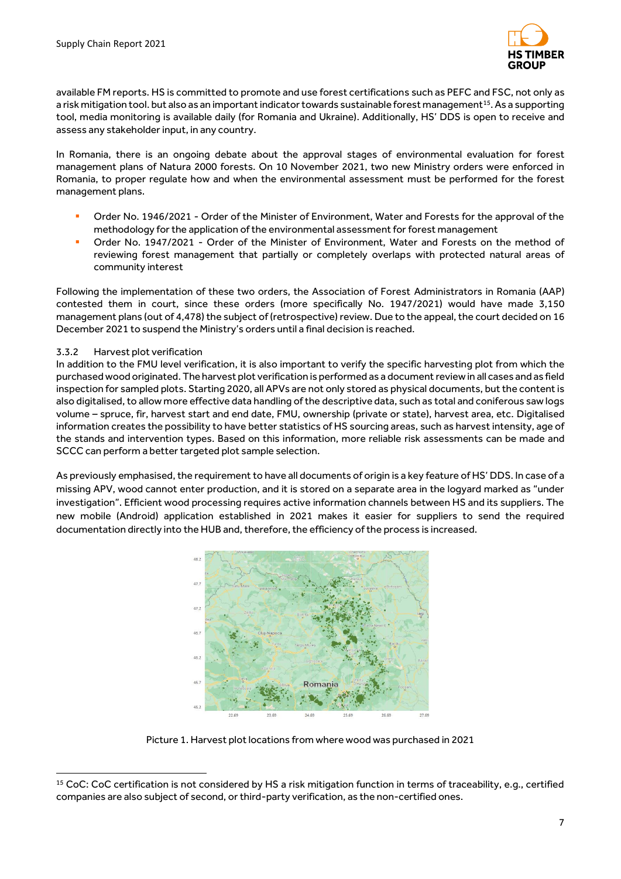available FM reports. HS is committed to promote and use forest certifications such as PEFC and FSC, not only as a risk mitigation tool. but also as an important indicator towards sustainable forest management[15]. As a supporting tool, media monitoring is available daily (for Romania and Ukraine). Additionally, HS' DDS is open to receive and assess any stakeholder input, in any country.

In Romania, there is an ongoing debate about the approval stages of environmental evaluation for forest management plans of Natura 2000 forests. On 10 November 2021, two new Ministry orders were enforced in Romania, to proper regulate how and when the environmental assessment must be performed for the forest management plans.

- Order No. 1946/2021 - Order of the Minister of Environment, Water and Forests for the approval of the methodology for the application of the environmental assessment for forest management
- Order No. 1947/2021 - Order of the Minister of Environment, Water and Forests on the method of reviewing forest management that partially or completely overlaps with protected natural areas of community interest

Following the implementation of these two orders, the Association of Forest Administrators in Romania (AAP) contested them in court, since these orders (more specifically No. 1947/2021) would have made 3,150 management plans (out of 4,478) the subject of (retrospective) review. Due to the appeal, the court decided on 16 December 2021 to suspend the Ministry's orders until a final decision is reached.

### 3.3.2 Harvest plot verification

In addition to the FMU level verification, it is also important to verify the specific harvesting plot from which the purchased wood originated. The harvest plot verification is performed as a document review in all cases and as field inspection for sampled plots. Starting 2020, all APVs are not only stored as physical documents, but the content is also digitalised, to allow more effective data handling of the descriptive data, such as total and coniferous saw logs volume – spruce, fir, harvest start and end date, FMU, ownership (private or state), harvest area, etc. Digitalised information creates the possibility to have better statistics of HS sourcing areas, such as harvest intensity, age of the stands and intervention types. Based on this information, more reliable risk assessments can be made and SCCC can perform a better targeted plot sample selection.

As previously emphasised, the requirement to have all documents of origin is a key feature of HS' DDS. In case of a missing APV, wood cannot enter production, and it is stored on a separate area in the logyard marked as "under investigation". Efficient wood processing requires active information channels between HS and its suppliers. The new mobile (Android) application established in 2021 makes it easier for suppliers to send the required documentation directly into the HUB and, therefore, the efficiency of the process is increased.

Picture 1. Harvest plot locations from where wood was purchased in 2021

---

[15] CoC: CoC certification is not considered by HS a risk mitigation function in terms of traceability, e.g., certified companies are also subject of second, or third-party verification, as the non-certified ones.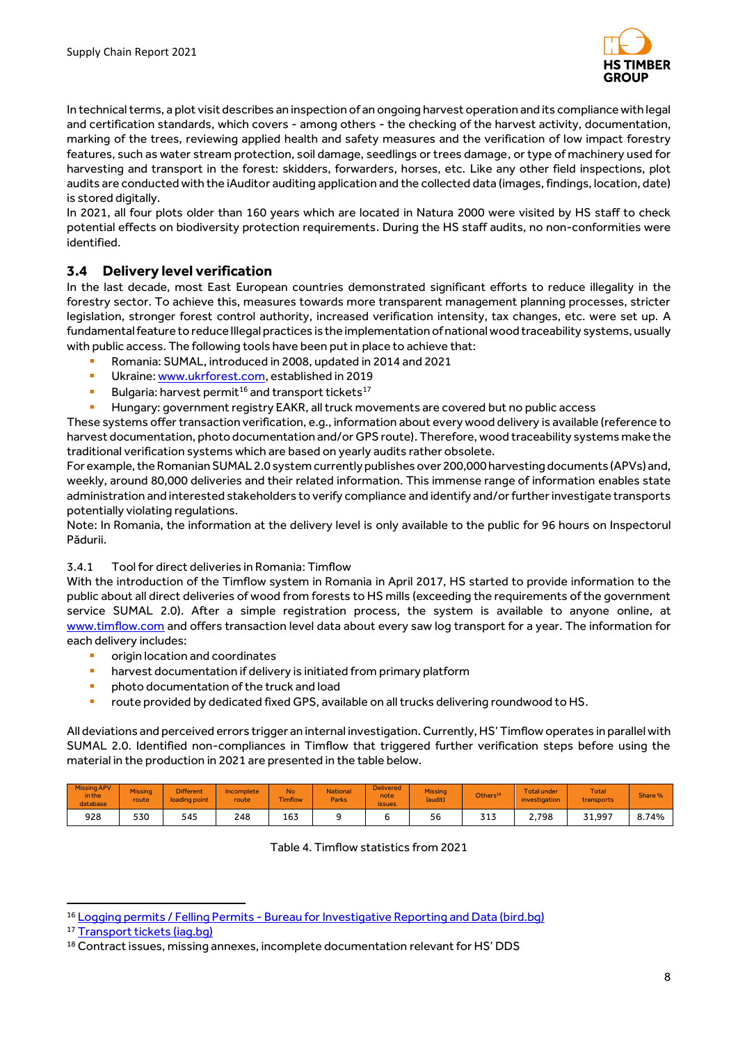In technical terms, a plot visit describes an inspection of an ongoing harvest operation and its compliance with legal and certification standards, which covers - among others - the checking of the harvest activity, documentation, marking of the trees, reviewing applied health and safety measures and the verification of low impact forestry features, such as water stream protection, soil damage, seedlings or trees damage, or type of machinery used for harvesting and transport in the forest: skidders, forwarders, horses, etc. Like any other field inspections, plot audits are conducted with the iAuditor auditing application and the collected data (images, findings, location, date) is stored digitally.
In 2021, all four plots older than 160 years which are located in Natura 2000 were visited by HS staff to check potential effects on biodiversity protection requirements. During the HS staff audits, no non-conformities were identified.

## 3.4 Delivery level verification

In the last decade, most East European countries demonstrated significant efforts to reduce illegality in the forestry sector. To achieve this, measures towards more transparent management planning processes, stricter legislation, stronger forest control authority, increased verification intensity, tax changes, etc. were set up. A fundamental feature to reduce Illegal practices is the implementation of national wood traceability systems, usually with public access. The following tools have been put in place to achieve that:

- Romania: SUMAL, introduced in 2008, updated in 2014 and 2021
- Ukraine: www.ukrforest.com, established in 2019
- Bulgaria: harvest permit[16] and transport tickets[17]
- Hungary: government registry EAKR, all truck movements are covered but no public access

These systems offer transaction verification, e.g., information about every wood delivery is available (reference to harvest documentation, photo documentation and/or GPS route). Therefore, wood traceability systems make the traditional verification systems which are based on yearly audits rather obsolete.
For example, the Romanian SUMAL 2.0 system currently publishes over 200,000 harvesting documents (APVs) and, weekly, around 80,000 deliveries and their related information. This immense range of information enables state administration and interested stakeholders to verify compliance and identify and/or further investigate transports potentially violating regulations.
Note: In Romania, the information at the delivery level is only available to the public for 96 hours on Inspectorul Pădurii.

### 3.4.1 Tool for direct deliveries in Romania: Timflow

With the introduction of the Timflow system in Romania in April 2017, HS started to provide information to the public about all direct deliveries of wood from forests to HS mills (exceeding the requirements of the government service SUMAL 2.0). After a simple registration process, the system is available to anyone online, at www.timflow.com and offers transaction level data about every saw log transport for a year. The information for each delivery includes:

- origin location and coordinates
- harvest documentation if delivery is initiated from primary platform
- photo documentation of the truck and load
- route provided by dedicated fixed GPS, available on all trucks delivering roundwood to HS.

All deviations and perceived errors trigger an internal investigation. Currently, HS' Timflow operates in parallel with SUMAL 2.0. Identified non-compliances in Timflow that triggered further verification steps before using the material in the production in 2021 are presented in the table below.

| Missing APV in the database | Missing route | Different loading point | Incomplete route | No Timflow | National Parks | Delivered note issues | Missing (audit) | Others[18] | Total under investigation | Total transports | Share % |
|---|---|---|---|---|---|---|---|---|---|---|---|
| 928 | 530 | 545 | 248 | 163 | 9 | 6 | 56 | 313 | 2,798 | 31,997 | 8.74% |

Table 4. Timflow statistics from 2021

---

[16] Logging permits / Felling Permits - Bureau for Investigative Reporting and Data (bird.bg)
[17] Transport tickets (iag.bg)
[18] Contract issues, missing annexes, incomplete documentation relevant for HS' DDS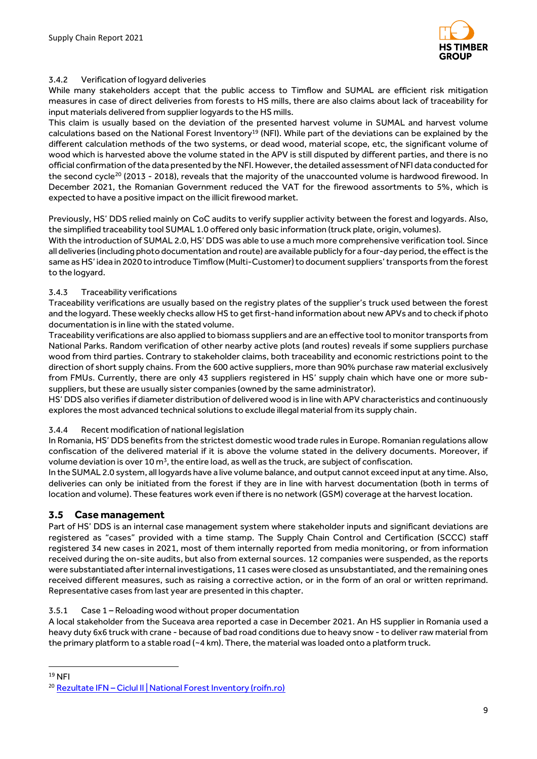#### 3.4.2 Verification of logyard deliveries

While many stakeholders accept that the public access to Timflow and SUMAL are efficient risk mitigation measures in case of direct deliveries from forests to HS mills, there are also claims about lack of traceability for input materials delivered from supplier logyards to the HS mills.

This claim is usually based on the deviation of the presented harvest volume in SUMAL and harvest volume calculations based on the National Forest Inventory[19] (NFI). While part of the deviations can be explained by the different calculation methods of the two systems, or dead wood, material scope, etc, the significant volume of wood which is harvested above the volume stated in the APV is still disputed by different parties, and there is no official confirmation of the data presented by the NFI. However, the detailed assessment of NFI data conducted for the second cycle[20] (2013 - 2018), reveals that the majority of the unaccounted volume is hardwood firewood. In December 2021, the Romanian Government reduced the VAT for the firewood assortments to 5%, which is expected to have a positive impact on the illicit firewood market.

Previously, HS' DDS relied mainly on CoC audits to verify supplier activity between the forest and logyards. Also, the simplified traceability tool SUMAL 1.0 offered only basic information (truck plate, origin, volumes).

With the introduction of SUMAL 2.0, HS' DDS was able to use a much more comprehensive verification tool. Since all deliveries (including photo documentation and route) are available publicly for a four-day period, the effect is the same as HS' idea in 2020 to introduce Timflow (Multi-Customer) to document suppliers' transports from the forest to the logyard.

#### 3.4.3 Traceability verifications

Traceability verifications are usually based on the registry plates of the supplier's truck used between the forest and the logyard. These weekly checks allow HS to get first-hand information about new APVs and to check if photo documentation is in line with the stated volume.

Traceability verifications are also applied to biomass suppliers and are an effective tool to monitor transports from National Parks. Random verification of other nearby active plots (and routes) reveals if some suppliers purchase wood from third parties. Contrary to stakeholder claims, both traceability and economic restrictions point to the direction of short supply chains. From the 600 active suppliers, more than 90% purchase raw material exclusively from FMUs. Currently, there are only 43 suppliers registered in HS' supply chain which have one or more sub-suppliers, but these are usually sister companies (owned by the same administrator).

HS' DDS also verifies if diameter distribution of delivered wood is in line with APV characteristics and continuously explores the most advanced technical solutions to exclude illegal material from its supply chain.

#### 3.4.4 Recent modification of national legislation

In Romania, HS' DDS benefits from the strictest domestic wood trade rules in Europe. Romanian regulations allow confiscation of the delivered material if it is above the volume stated in the delivery documents. Moreover, if volume deviation is over 10 $m^3$, the entire load, as well as the truck, are subject of confiscation.

In the SUMAL 2.0 system, all logyards have a live volume balance, and output cannot exceed input at any time. Also, deliveries can only be initiated from the forest if they are in line with harvest documentation (both in terms of location and volume). These features work even if there is no network (GSM) coverage at the harvest location.

## 3.5 Case management

Part of HS' DDS is an internal case management system where stakeholder inputs and significant deviations are registered as "cases" provided with a time stamp. The Supply Chain Control and Certification (SCCC) staff registered 34 new cases in 2021, most of them internally reported from media monitoring, or from information received during the on-site audits, but also from external sources. 12 companies were suspended, as the reports were substantiated after internal investigations, 11 cases were closed as unsubstantiated, and the remaining ones received different measures, such as raising a corrective action, or in the form of an oral or written reprimand. Representative cases from last year are presented in this chapter.

#### 3.5.1 Case 1 – Reloading wood without proper documentation

A local stakeholder from the Suceava area reported a case in December 2021. An HS supplier in Romania used a heavy duty 6x6 truck with crane - because of bad road conditions due to heavy snow - to deliver raw material from the primary platform to a stable road (~4 km). There, the material was loaded onto a platform truck.

---

[19] NFI

[20] Rezultate IFN – Ciclul II | National Forest Inventory (roifn.ro)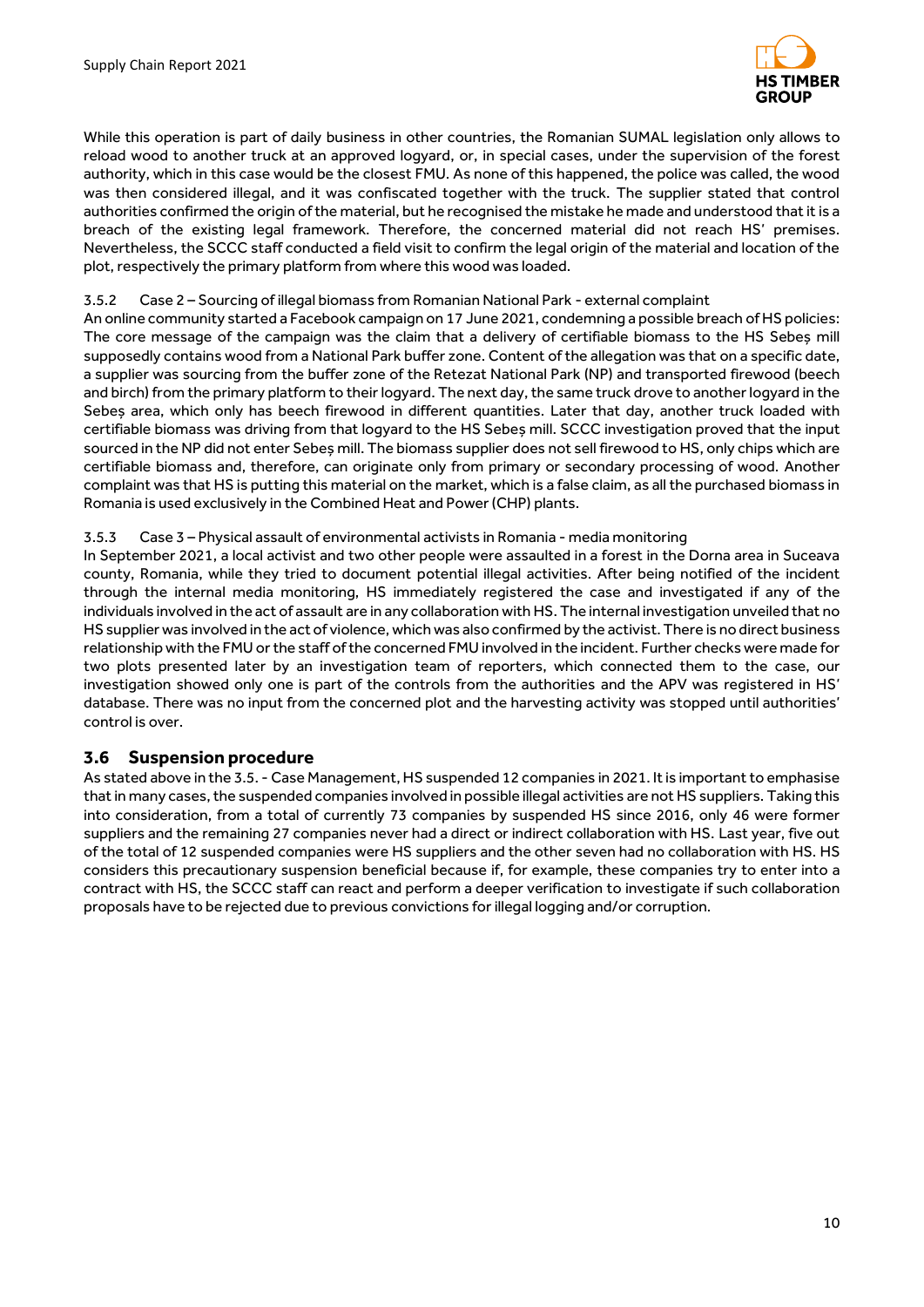While this operation is part of daily business in other countries, the Romanian SUMAL legislation only allows to reload wood to another truck at an approved logyard, or, in special cases, under the supervision of the forest authority, which in this case would be the closest FMU. As none of this happened, the police was called, the wood was then considered illegal, and it was confiscated together with the truck. The supplier stated that control authorities confirmed the origin of the material, but he recognised the mistake he made and understood that it is a breach of the existing legal framework. Therefore, the concerned material did not reach HS' premises. Nevertheless, the SCCC staff conducted a field visit to confirm the legal origin of the material and location of the plot, respectively the primary platform from where this wood was loaded.

#### 3.5.2 Case 2 – Sourcing of illegal biomass from Romanian National Park - external complaint

An online community started a Facebook campaign on 17 June 2021, condemning a possible breach of HS policies: The core message of the campaign was the claim that a delivery of certifiable biomass to the HS Sebeș mill supposedly contains wood from a National Park buffer zone. Content of the allegation was that on a specific date, a supplier was sourcing from the buffer zone of the Retezat National Park (NP) and transported firewood (beech and birch) from the primary platform to their logyard. The next day, the same truck drove to another logyard in the Sebeș area, which only has beech firewood in different quantities. Later that day, another truck loaded with certifiable biomass was driving from that logyard to the HS Sebeș mill. SCCC investigation proved that the input sourced in the NP did not enter Sebeș mill. The biomass supplier does not sell firewood to HS, only chips which are certifiable biomass and, therefore, can originate only from primary or secondary processing of wood. Another complaint was that HS is putting this material on the market, which is a false claim, as all the purchased biomass in Romania is used exclusively in the Combined Heat and Power (CHP) plants.

#### 3.5.3 Case 3 – Physical assault of environmental activists in Romania - media monitoring

In September 2021, a local activist and two other people were assaulted in a forest in the Dorna area in Suceava county, Romania, while they tried to document potential illegal activities. After being notified of the incident through the internal media monitoring, HS immediately registered the case and investigated if any of the individuals involved in the act of assault are in any collaboration with HS. The internal investigation unveiled that no HS supplier was involved in the act of violence, which was also confirmed by the activist. There is no direct business relationship with the FMU or the staff of the concerned FMU involved in the incident. Further checks were made for two plots presented later by an investigation team of reporters, which connected them to the case, our investigation showed only one is part of the controls from the authorities and the APV was registered in HS' database. There was no input from the concerned plot and the harvesting activity was stopped until authorities' control is over.

### 3.6 Suspension procedure

As stated above in the 3.5. - Case Management, HS suspended 12 companies in 2021. It is important to emphasise that in many cases, the suspended companies involved in possible illegal activities are not HS suppliers. Taking this into consideration, from a total of currently 73 companies by suspended HS since 2016, only 46 were former suppliers and the remaining 27 companies never had a direct or indirect collaboration with HS. Last year, five out of the total of 12 suspended companies were HS suppliers and the other seven had no collaboration with HS. HS considers this precautionary suspension beneficial because if, for example, these companies try to enter into a contract with HS, the SCCC staff can react and perform a deeper verification to investigate if such collaboration proposals have to be rejected due to previous convictions for illegal logging and/or corruption.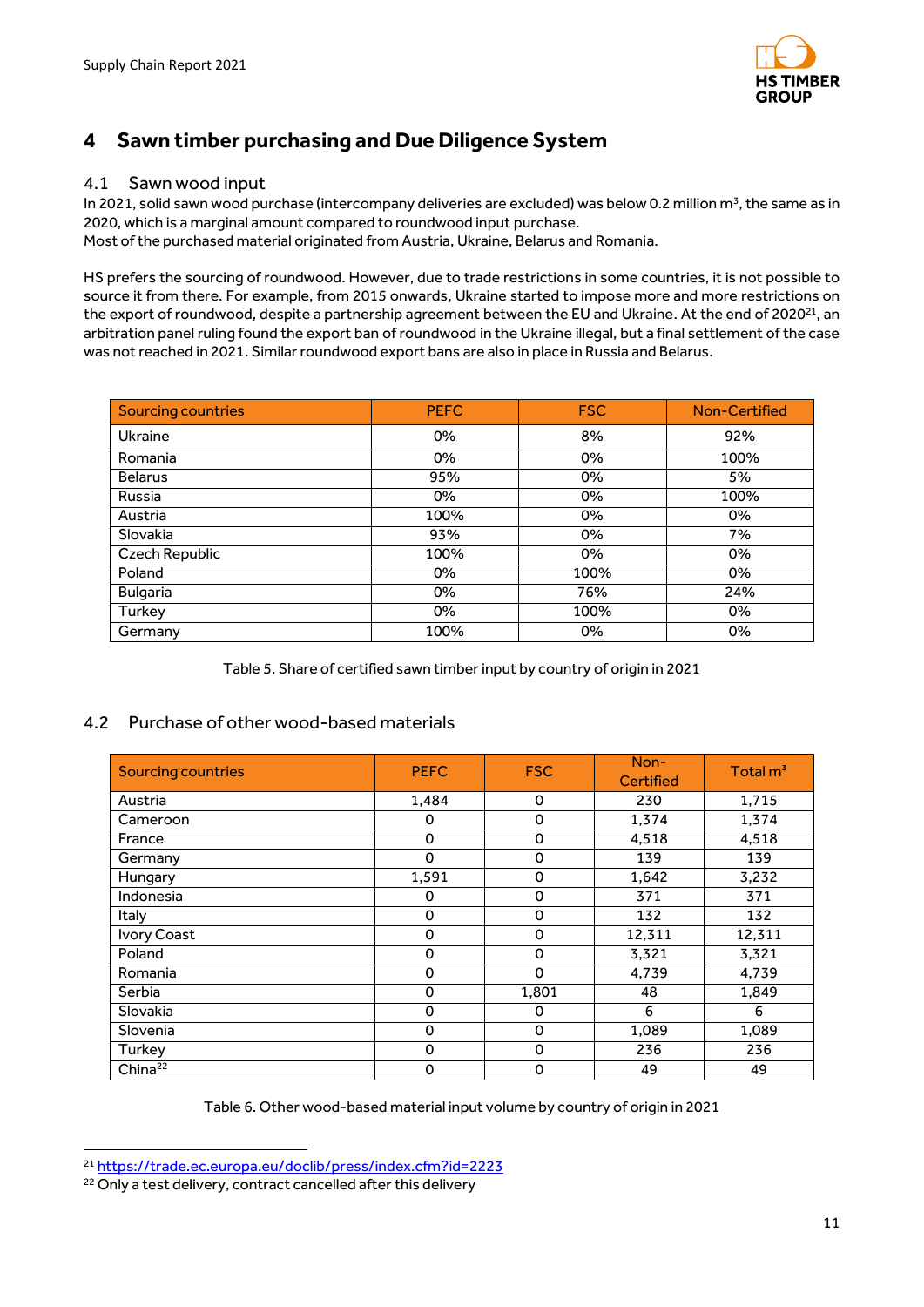# 4 Sawn timber purchasing and Due Diligence System

## 4.1 Sawn wood input

In 2021, solid sawn wood purchase (intercompany deliveries are excluded) was below 0.2 million m³, the same as in 2020, which is a marginal amount compared to roundwood input purchase.
Most of the purchased material originated from Austria, Ukraine, Belarus and Romania.

HS prefers the sourcing of roundwood. However, due to trade restrictions in some countries, it is not possible to source it from there. For example, from 2015 onwards, Ukraine started to impose more and more restrictions on the export of roundwood, despite a partnership agreement between the EU and Ukraine. At the end of 2020[21], an arbitration panel ruling found the export ban of roundwood in the Ukraine illegal, but a final settlement of the case was not reached in 2021. Similar roundwood export bans are also in place in Russia and Belarus.

| Sourcing countries | PEFC | FSC | Non-Certified |
|---|---|---|---|
| Ukraine | 0% | 8% | 92% |
| Romania | 0% | 0% | 100% |
| Belarus | 95% | 0% | 5% |
| Russia | 0% | 0% | 100% |
| Austria | 100% | 0% | 0% |
| Slovakia | 93% | 0% | 7% |
| Czech Republic | 100% | 0% | 0% |
| Poland | 0% | 100% | 0% |
| Bulgaria | 0% | 76% | 24% |
| Turkey | 0% | 100% | 0% |
| Germany | 100% | 0% | 0% |

Table 5. Share of certified sawn timber input by country of origin in 2021

## 4.2 Purchase of other wood-based materials

| Sourcing countries | PEFC | FSC | Non-Certified | Total m³ |
|---|---|---|---|---|
| Austria | 1,484 | 0 | 230 | 1,715 |
| Cameroon | 0 | 0 | 1,374 | 1,374 |
| France | 0 | 0 | 4,518 | 4,518 |
| Germany | 0 | 0 | 139 | 139 |
| Hungary | 1,591 | 0 | 1,642 | 3,232 |
| Indonesia | 0 | 0 | 371 | 371 |
| Italy | 0 | 0 | 132 | 132 |
| Ivory Coast | 0 | 0 | 12,311 | 12,311 |
| Poland | 0 | 0 | 3,321 | 3,321 |
| Romania | 0 | 0 | 4,739 | 4,739 |
| Serbia | 0 | 1,801 | 48 | 1,849 |
| Slovakia | 0 | 0 | 6 | 6 |
| Slovenia | 0 | 0 | 1,089 | 1,089 |
| Turkey | 0 | 0 | 236 | 236 |
| China[22] | 0 | 0 | 49 | 49 |

Table 6. Other wood-based material input volume by country of origin in 2021

[21] https://trade.ec.europa.eu/doclib/press/index.cfm?id=2223

[22] Only a test delivery, contract cancelled after this delivery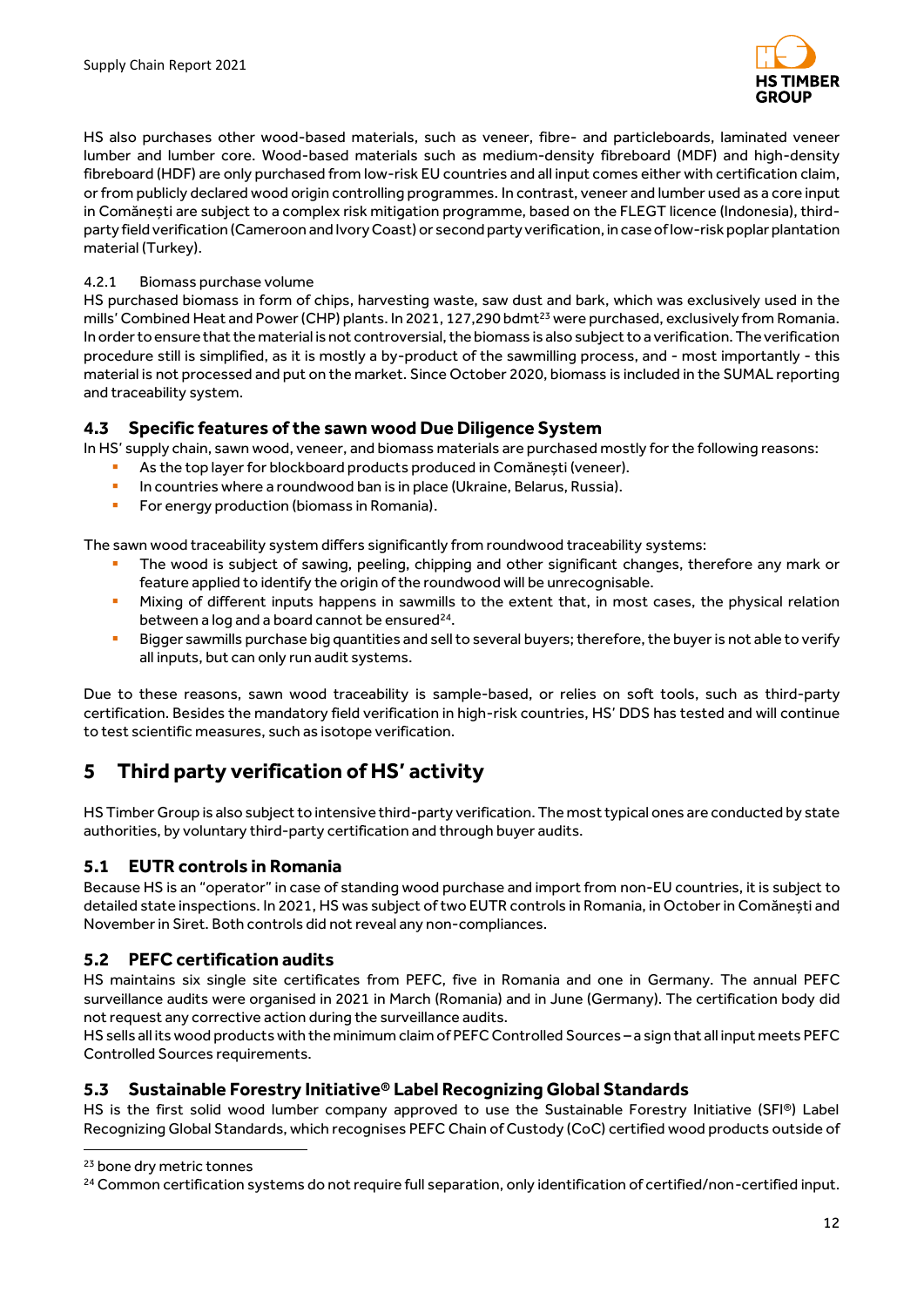HS also purchases other wood-based materials, such as veneer, fibre- and particleboards, laminated veneer lumber and lumber core. Wood-based materials such as medium-density fibreboard (MDF) and high-density fibreboard (HDF) are only purchased from low-risk EU countries and all input comes either with certification claim, or from publicly declared wood origin controlling programmes. In contrast, veneer and lumber used as a core input in Comănești are subject to a complex risk mitigation programme, based on the FLEGT licence (Indonesia), third-party field verification (Cameroon and Ivory Coast) or second party verification, in case of low-risk poplar plantation material (Turkey).

#### 4.2.1 Biomass purchase volume

HS purchased biomass in form of chips, harvesting waste, saw dust and bark, which was exclusively used in the mills' Combined Heat and Power (CHP) plants. In 2021, 127,290 bdmt[23] were purchased, exclusively from Romania. In order to ensure that the material is not controversial, the biomass is also subject to a verification. The verification procedure still is simplified, as it is mostly a by-product of the sawmilling process, and - most importantly - this material is not processed and put on the market. Since October 2020, biomass is included in the SUMAL reporting and traceability system.

### 4.3 Specific features of the sawn wood Due Diligence System

In HS' supply chain, sawn wood, veneer, and biomass materials are purchased mostly for the following reasons:

- As the top layer for blockboard products produced in Comănești (veneer).
- In countries where a roundwood ban is in place (Ukraine, Belarus, Russia).
- For energy production (biomass in Romania).

The sawn wood traceability system differs significantly from roundwood traceability systems:

- The wood is subject of sawing, peeling, chipping and other significant changes, therefore any mark or feature applied to identify the origin of the roundwood will be unrecognisable.
- Mixing of different inputs happens in sawmills to the extent that, in most cases, the physical relation between a log and a board cannot be ensured[24].
- Bigger sawmills purchase big quantities and sell to several buyers; therefore, the buyer is not able to verify all inputs, but can only run audit systems.

Due to these reasons, sawn wood traceability is sample-based, or relies on soft tools, such as third-party certification. Besides the mandatory field verification in high-risk countries, HS' DDS has tested and will continue to test scientific measures, such as isotope verification.

## 5 Third party verification of HS' activity

HS Timber Group is also subject to intensive third-party verification. The most typical ones are conducted by state authorities, by voluntary third-party certification and through buyer audits.

### 5.1 EUTR controls in Romania

Because HS is an "operator" in case of standing wood purchase and import from non-EU countries, it is subject to detailed state inspections. In 2021, HS was subject of two EUTR controls in Romania, in October in Comănești and November in Siret. Both controls did not reveal any non-compliances.

### 5.2 PEFC certification audits

HS maintains six single site certificates from PEFC, five in Romania and one in Germany. The annual PEFC surveillance audits were organised in 2021 in March (Romania) and in June (Germany). The certification body did not request any corrective action during the surveillance audits.

HS sells all its wood products with the minimum claim of PEFC Controlled Sources – a sign that all input meets PEFC Controlled Sources requirements.

### 5.3 Sustainable Forestry Initiative® Label Recognizing Global Standards

HS is the first solid wood lumber company approved to use the Sustainable Forestry Initiative (SFI®) Label Recognizing Global Standards, which recognises PEFC Chain of Custody (CoC) certified wood products outside of

---

[23] bone dry metric tonnes

[24] Common certification systems do not require full separation, only identification of certified/non-certified input.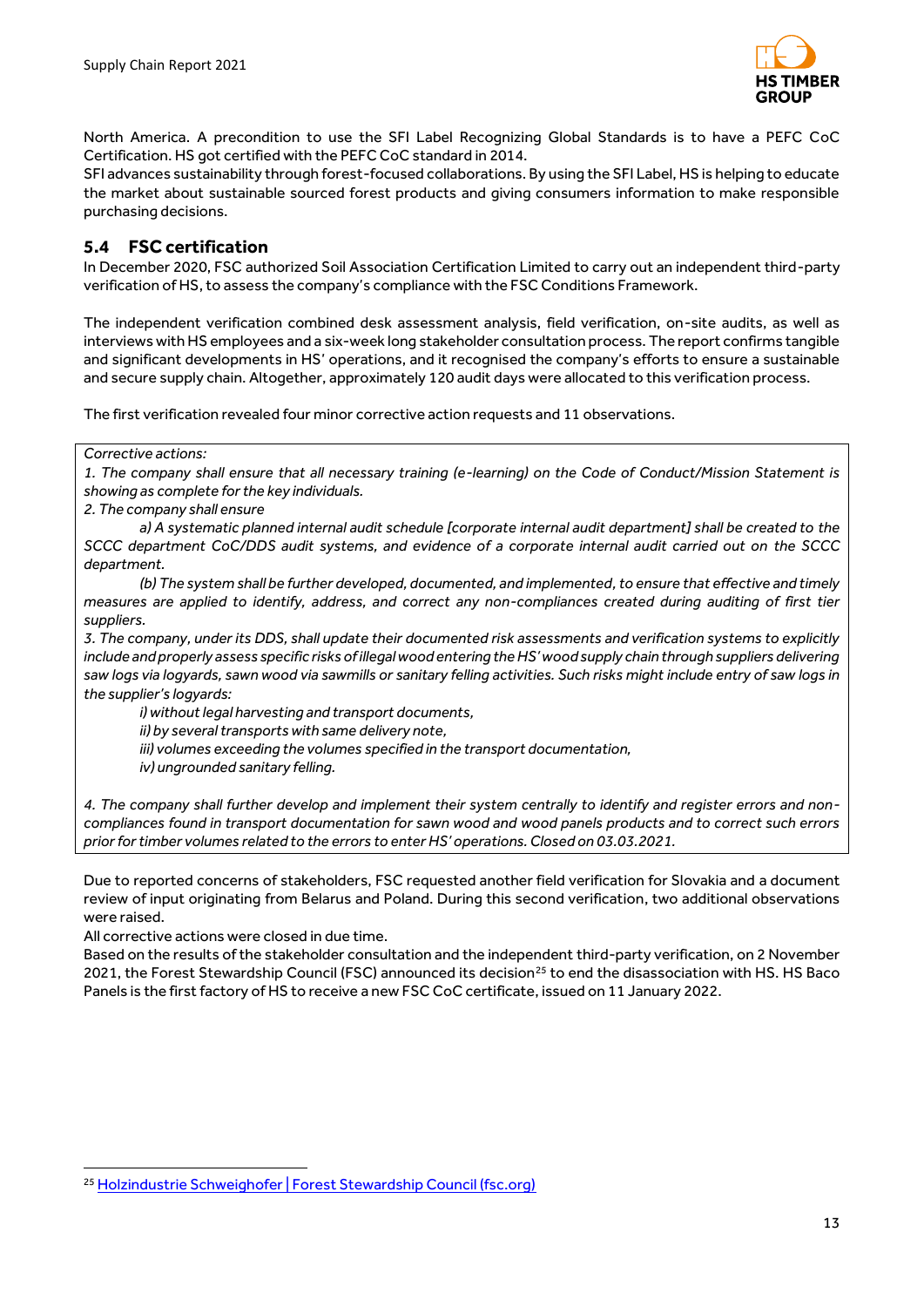North America. A precondition to use the SFI Label Recognizing Global Standards is to have a PEFC CoC Certification. HS got certified with the PEFC CoC standard in 2014.
SFI advances sustainability through forest-focused collaborations. By using the SFI Label, HS is helping to educate the market about sustainable sourced forest products and giving consumers information to make responsible purchasing decisions.

## 5.4 FSC certification

In December 2020, FSC authorized Soil Association Certification Limited to carry out an independent third-party verification of HS, to assess the company's compliance with the FSC Conditions Framework.

The independent verification combined desk assessment analysis, field verification, on-site audits, as well as interviews with HS employees and a six-week long stakeholder consultation process. The report confirms tangible and significant developments in HS' operations, and it recognised the company's efforts to ensure a sustainable and secure supply chain. Altogether, approximately 120 audit days were allocated to this verification process.

The first verification revealed four minor corrective action requests and 11 observations.

*Corrective actions:*

*1. The company shall ensure that all necessary training (e-learning) on the Code of Conduct/Mission Statement is showing as complete for the key individuals.*

*2. The company shall ensure*

*a) A systematic planned internal audit schedule [corporate internal audit department] shall be created to the SCCC department CoC/DDS audit systems, and evidence of a corporate internal audit carried out on the SCCC department.*

*(b) The system shall be further developed, documented, and implemented, to ensure that effective and timely measures are applied to identify, address, and correct any non-compliances created during auditing of first tier suppliers.*

*3. The company, under its DDS, shall update their documented risk assessments and verification systems to explicitly include and properly assess specific risks of illegal wood entering the HS' wood supply chain through suppliers delivering saw logs via logyards, sawn wood via sawmills or sanitary felling activities. Such risks might include entry of saw logs in the supplier's logyards:*

*i) without legal harvesting and transport documents,*
*ii) by several transports with same delivery note,*
*iii) volumes exceeding the volumes specified in the transport documentation,*
*iv) ungrounded sanitary felling.*

*4. The company shall further develop and implement their system centrally to identify and register errors and non-compliances found in transport documentation for sawn wood and wood panels products and to correct such errors prior for timber volumes related to the errors to enter HS' operations. Closed on 03.03.2021.*

Due to reported concerns of stakeholders, FSC requested another field verification for Slovakia and a document review of input originating from Belarus and Poland. During this second verification, two additional observations were raised.
All corrective actions were closed in due time.
Based on the results of the stakeholder consultation and the independent third-party verification, on 2 November 2021, the Forest Stewardship Council (FSC) announced its decision[25] to end the disassociation with HS. HS Baco Panels is the first factory of HS to receive a new FSC CoC certificate, issued on 11 January 2022.

[25] Holzindustrie Schweighofer | Forest Stewardship Council (fsc.org)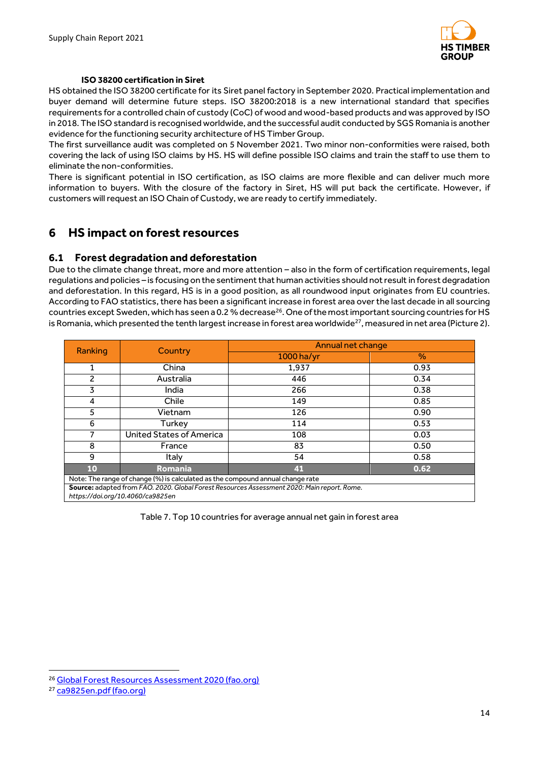### ISO 38200 certification in Siret

HS obtained the ISO 38200 certificate for its Siret panel factory in September 2020. Practical implementation and buyer demand will determine future steps. ISO 38200:2018 is a new international standard that specifies requirements for a controlled chain of custody (CoC) of wood and wood-based products and was approved by ISO in 2018. The ISO standard is recognised worldwide, and the successful audit conducted by SGS Romania is another evidence for the functioning security architecture of HS Timber Group.

The first surveillance audit was completed on 5 November 2021. Two minor non-conformities were raised, both covering the lack of using ISO claims by HS. HS will define possible ISO claims and train the staff to use them to eliminate the non-conformities.

There is significant potential in ISO certification, as ISO claims are more flexible and can deliver much more information to buyers. With the closure of the factory in Siret, HS will put back the certificate. However, if customers will request an ISO Chain of Custody, we are ready to certify immediately.

# 6 HS impact on forest resources

## 6.1 Forest degradation and deforestation

Due to the climate change threat, more and more attention – also in the form of certification requirements, legal regulations and policies – is focusing on the sentiment that human activities should not result in forest degradation and deforestation. In this regard, HS is in a good position, as all roundwood input originates from EU countries. According to FAO statistics, there has been a significant increase in forest area over the last decade in all sourcing countries except Sweden, which has seen a 0.2 % decrease[26]. One of the most important sourcing countries for HS is Romania, which presented the tenth largest increase in forest area worldwide[27], measured in net area (Picture 2).

| Ranking | Country | Annual net change | |
|---|---|---|---|
| | | 1000 ha/yr | % |
| 1 | China | 1,937 | 0.93 |
| 2 | Australia | 446 | 0.34 |
| 3 | India | 266 | 0.38 |
| 4 | Chile | 149 | 0.85 |
| 5 | Vietnam | 126 | 0.90 |
| 6 | Turkey | 114 | 0.53 |
| 7 | United States of America | 108 | 0.03 |
| 8 | France | 83 | 0.50 |
| 9 | Italy | 54 | 0.58 |
| **10** | **Romania** | **41** | **0.62** |

Note: The range of change (%) is calculated as the compound annual change rate

**Source:** adapted from *FAO. 2020. Global Forest Resources Assessment 2020: Main report. Rome. https://doi.org/10.4060/ca9825en*

Table 7. Top 10 countries for average annual net gain in forest area

[26] Global Forest Resources Assessment 2020 (fao.org)

[27] ca9825en.pdf (fao.org)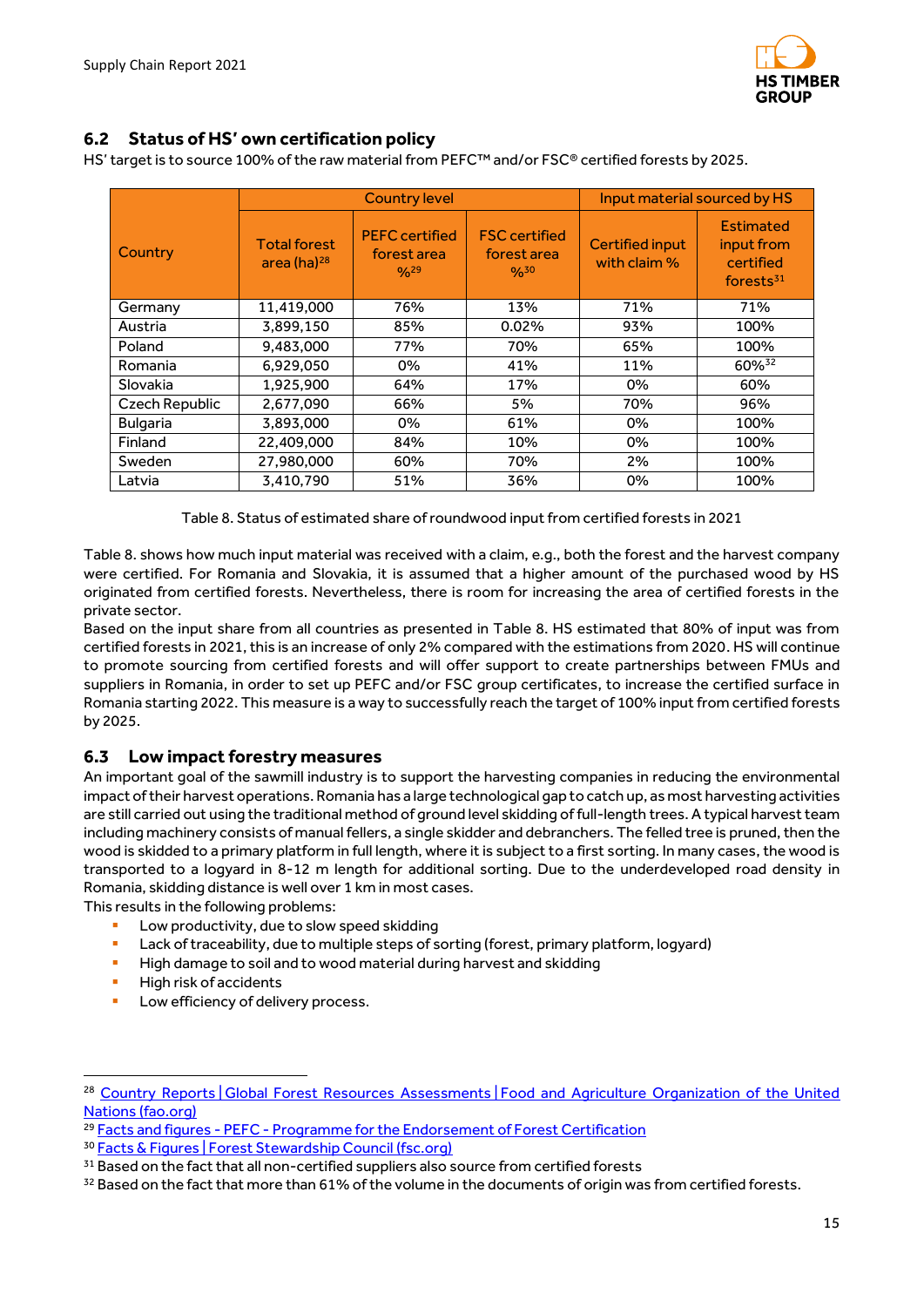## 6.2 Status of HS' own certification policy

HS' target is to source 100% of the raw material from PEFC™ and/or FSC® certified forests by 2025.

| Country | Country level | | | Input material sourced by HS | |
|---|---|---|---|---|---|
| | Total forest area (ha)[28] | PEFC certified forest area %[29] | FSC certified forest area %[30] | Certified input with claim % | Estimated input from certified forests[31] |
| Germany | 11,419,000 | 76% | 13% | 71% | 71% |
| Austria | 3,899,150 | 85% | 0.02% | 93% | 100% |
| Poland | 9,483,000 | 77% | 70% | 65% | 100% |
| Romania | 6,929,050 | 0% | 41% | 11% | 60%[32] |
| Slovakia | 1,925,900 | 64% | 17% | 0% | 60% |
| Czech Republic | 2,677,090 | 66% | 5% | 70% | 96% |
| Bulgaria | 3,893,000 | 0% | 61% | 0% | 100% |
| Finland | 22,409,000 | 84% | 10% | 0% | 100% |
| Sweden | 27,980,000 | 60% | 70% | 2% | 100% |
| Latvia | 3,410,790 | 51% | 36% | 0% | 100% |

Table 8. Status of estimated share of roundwood input from certified forests in 2021

Table 8. shows how much input material was received with a claim, e.g., both the forest and the harvest company were certified. For Romania and Slovakia, it is assumed that a higher amount of the purchased wood by HS originated from certified forests. Nevertheless, there is room for increasing the area of certified forests in the private sector.
Based on the input share from all countries as presented in Table 8. HS estimated that 80% of input was from certified forests in 2021, this is an increase of only 2% compared with the estimations from 2020. HS will continue to promote sourcing from certified forests and will offer support to create partnerships between FMUs and suppliers in Romania, in order to set up PEFC and/or FSC group certificates, to increase the certified surface in Romania starting 2022. This measure is a way to successfully reach the target of 100% input from certified forests by 2025.

## 6.3 Low impact forestry measures

An important goal of the sawmill industry is to support the harvesting companies in reducing the environmental impact of their harvest operations. Romania has a large technological gap to catch up, as most harvesting activities are still carried out using the traditional method of ground level skidding of full-length trees. A typical harvest team including machinery consists of manual fellers, a single skidder and debranchers. The felled tree is pruned, then the wood is skidded to a primary platform in full length, where it is subject to a first sorting. In many cases, the wood is transported to a logyard in 8-12 m length for additional sorting. Due to the underdeveloped road density in Romania, skidding distance is well over 1 km in most cases.
This results in the following problems:

- Low productivity, due to slow speed skidding
- Lack of traceability, due to multiple steps of sorting (forest, primary platform, logyard)
- High damage to soil and to wood material during harvest and skidding
- High risk of accidents
- Low efficiency of delivery process.

[28] Country Reports | Global Forest Resources Assessments | Food and Agriculture Organization of the United Nations (fao.org)
[29] Facts and figures - PEFC - Programme for the Endorsement of Forest Certification
[30] Facts & Figures | Forest Stewardship Council (fsc.org)
[31] Based on the fact that all non-certified suppliers also source from certified forests
[32] Based on the fact that more than 61% of the volume in the documents of origin was from certified forests.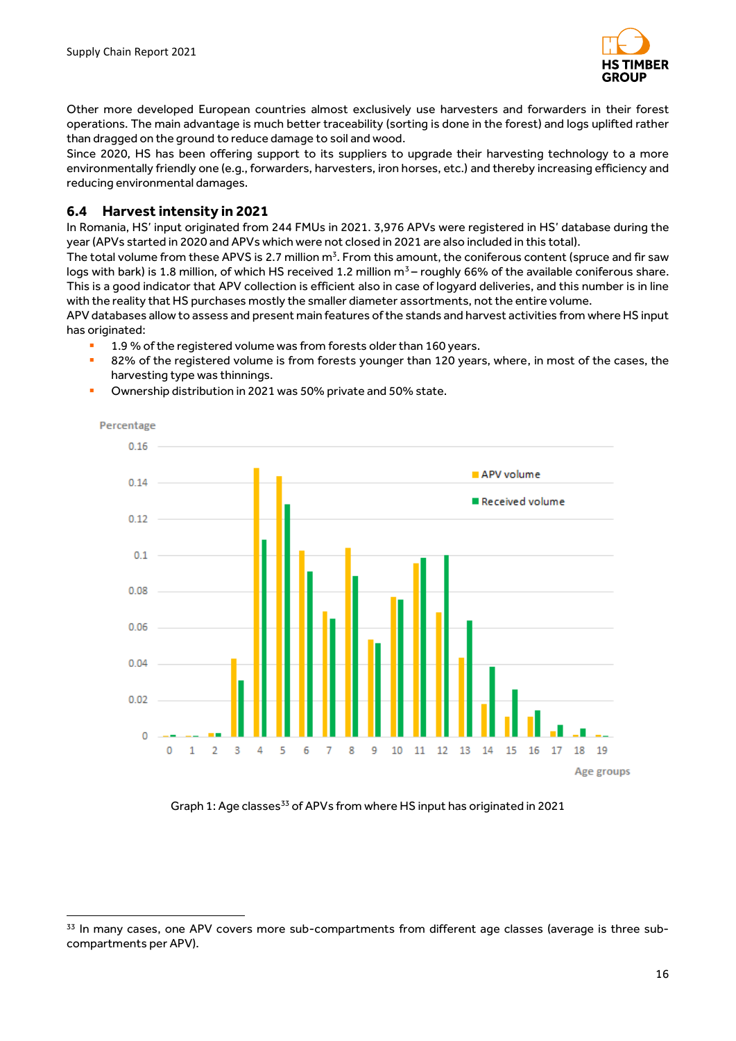Other more developed European countries almost exclusively use harvesters and forwarders in their forest operations. The main advantage is much better traceability (sorting is done in the forest) and logs uplifted rather than dragged on the ground to reduce damage to soil and wood.
Since 2020, HS has been offering support to its suppliers to upgrade their harvesting technology to a more environmentally friendly one (e.g., forwarders, harvesters, iron horses, etc.) and thereby increasing efficiency and reducing environmental damages.

## 6.4 Harvest intensity in 2021

In Romania, HS' input originated from 244 FMUs in 2021. 3,976 APVs were registered in HS' database during the year (APVs started in 2020 and APVs which were not closed in 2021 are also included in this total).
The total volume from these APVS is 2.7 million $m^3$. From this amount, the coniferous content (spruce and fir saw logs with bark) is 1.8 million, of which HS received 1.2 million $m^3$ – roughly 66% of the available coniferous share. This is a good indicator that APV collection is efficient also in case of logyard deliveries, and this number is in line with the reality that HS purchases mostly the smaller diameter assortments, not the entire volume.
APV databases allow to assess and present main features of the stands and harvest activities from where HS input has originated:

- 1.9 % of the registered volume was from forests older than 160 years.
- 82% of the registered volume is from forests younger than 120 years, where, in most of the cases, the harvesting type was thinnings.
- Ownership distribution in 2021 was 50% private and 50% state.

Percentage
0.16
0.14
0.12
0.1
0.08
0.06
0.04
0.02
0
0 1 2 3 4 5 6 7 8 9 10 11 12 13 14 15 16 17 18 19
Age groups
APV volume
Received volume

Graph 1: Age classes[33] of APVs from where HS input has originated in 2021

[33] In many cases, one APV covers more sub-compartments from different age classes (average is three sub-compartments per APV).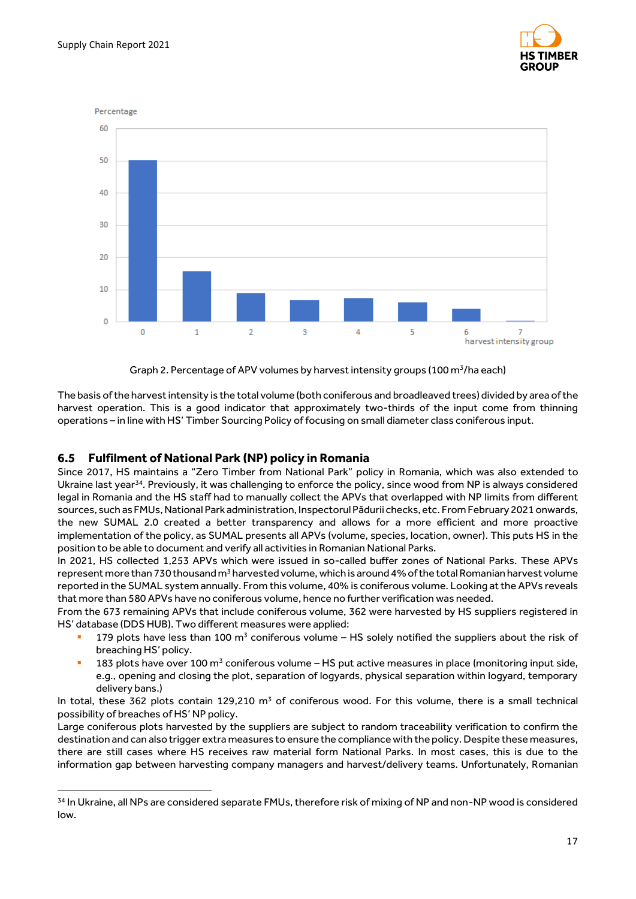Percentage

60
50
40
30
20
10
0

0 1 2 3 4 5 6 7

harvest intensity group

Graph 2. Percentage of APV volumes by harvest intensity groups (100 m³/ha each)

The basis of the harvest intensity is the total volume (both coniferous and broadleaved trees) divided by area of the harvest operation. This is a good indicator that approximately two-thirds of the input come from thinning operations – in line with HS' Timber Sourcing Policy of focusing on small diameter class coniferous input.

## 6.5 Fulfilment of National Park (NP) policy in Romania

Since 2017, HS maintains a "Zero Timber from National Park" policy in Romania, which was also extended to Ukraine last year[34]. Previously, it was challenging to enforce the policy, since wood from NP is always considered legal in Romania and the HS staff had to manually collect the APVs that overlapped with NP limits from different sources, such as FMUs, National Park administration, Inspectorul Pădurii checks, etc. From February 2021 onwards, the new SUMAL 2.0 created a better transparency and allows for a more efficient and more proactive implementation of the policy, as SUMAL presents all APVs (volume, species, location, owner). This puts HS in the position to be able to document and verify all activities in Romanian National Parks.

In 2021, HS collected 1,253 APVs which were issued in so-called buffer zones of National Parks. These APVs represent more than 730 thousand m³ harvested volume, which is around 4% of the total Romanian harvest volume reported in the SUMAL system annually. From this volume, 40% is coniferous volume. Looking at the APVs reveals that more than 580 APVs have no coniferous volume, hence no further verification was needed.

From the 673 remaining APVs that include coniferous volume, 362 were harvested by HS suppliers registered in HS' database (DDS HUB). Two different measures were applied:

- 179 plots have less than 100 m³ coniferous volume – HS solely notified the suppliers about the risk of breaching HS' policy.
- 183 plots have over 100 m³ coniferous volume – HS put active measures in place (monitoring input side, e.g., opening and closing the plot, separation of logyards, physical separation within logyard, temporary delivery bans.)

In total, these 362 plots contain 129,210 m³ of coniferous wood. For this volume, there is a small technical possibility of breaches of HS' NP policy.

Large coniferous plots harvested by the suppliers are subject to random traceability verification to confirm the destination and can also trigger extra measures to ensure the compliance with the policy. Despite these measures, there are still cases where HS receives raw material form National Parks. In most cases, this is due to the information gap between harvesting company managers and harvest/delivery teams. Unfortunately, Romanian

[34] In Ukraine, all NPs are considered separate FMUs, therefore risk of mixing of NP and non-NP wood is considered low.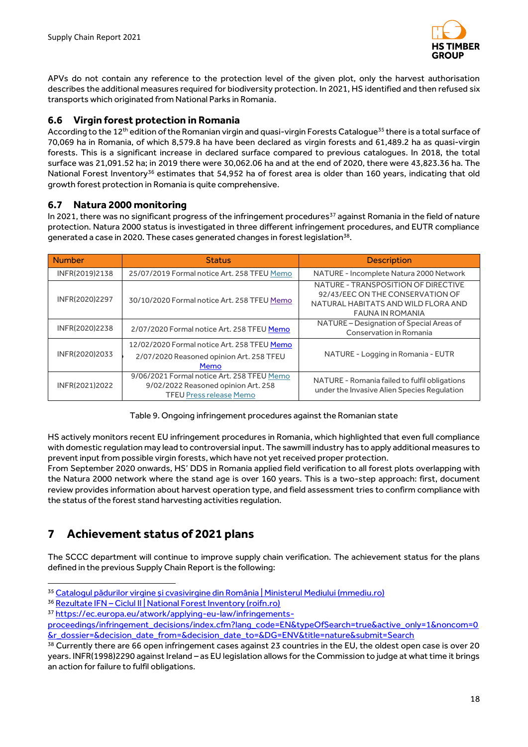APVs do not contain any reference to the protection level of the given plot, only the harvest authorisation describes the additional measures required for biodiversity protection. In 2021, HS identified and then refused six transports which originated from National Parks in Romania.

### 6.6 Virgin forest protection in Romania

According to the 12th edition of the Romanian virgin and quasi-virgin Forests Catalogue[35] there is a total surface of 70,069 ha in Romania, of which 8,579.8 ha have been declared as virgin forests and 61,489.2 ha as quasi-virgin forests. This is a significant increase in declared surface compared to previous catalogues. In 2018, the total surface was 21,091.52 ha; in 2019 there were 30,062.06 ha and at the end of 2020, there were 43,823.36 ha. The National Forest Inventory[36] estimates that 54,952 ha of forest area is older than 160 years, indicating that old growth forest protection in Romania is quite comprehensive.

### 6.7 Natura 2000 monitoring

In 2021, there was no significant progress of the infringement procedures[37] against Romania in the field of nature protection. Natura 2000 status is investigated in three different infringement procedures, and EUTR compliance generated a case in 2020. These cases generated changes in forest legislation[38].

| Number | Status | Description |
|---|---|---|
| INFR(2019)2138 | 25/07/2019 Formal notice Art. 258 TFEU Memo | NATURE - Incomplete Natura 2000 Network |
| INFR(2020)2297 | 30/10/2020 Formal notice Art. 258 TFEU Memo | NATURE - TRANSPOSITION OF DIRECTIVE 92/43/EEC ON THE CONSERVATION OF NATURAL HABITATS AND WILD FLORA AND FAUNA IN ROMANIA |
| INFR(2020)2238 | 2/07/2020 Formal notice Art. 258 TFEU Memo | NATURE – Designation of Special Areas of Conservation in Romania |
| INFR(2020)2033 | 12/02/2020 Formal notice Art. 258 TFEU Memo<br>2/07/2020 Reasoned opinion Art. 258 TFEU Memo | NATURE - Logging in Romania - EUTR |
| INFR(2021)2022 | 9/06/2021 Formal notice Art. 258 TFEU Memo<br>9/02/2022 Reasoned opinion Art. 258 TFEU Press release Memo | NATURE - Romania failed to fulfil obligations under the Invasive Alien Species Regulation |

Table 9. Ongoing infringement procedures against the Romanian state

HS actively monitors recent EU infringement procedures in Romania, which highlighted that even full compliance with domestic regulation may lead to controversial input. The sawmill industry has to apply additional measures to prevent input from possible virgin forests, which have not yet received proper protection.
From September 2020 onwards, HS' DDS in Romania applied field verification to all forest plots overlapping with the Natura 2000 network where the stand age is over 160 years. This is a two-step approach: first, document review provides information about harvest operation type, and field assessment tries to confirm compliance with the status of the forest stand harvesting activities regulation.

## 7 Achievement status of 2021 plans

The SCCC department will continue to improve supply chain verification. The achievement status for the plans defined in the previous Supply Chain Report is the following:

[35] Catalogul pădurilor virgine și cvasivirgine din România | Ministerul Mediului (mmediu.ro)
[36] Rezultate IFN – Ciclul II | National Forest Inventory (roifn.ro)
[37] https://ec.europa.eu/atwork/applying-eu-law/infringements-proceedings/infringement_decisions/index.cfm?lang_code=EN&typeOfSearch=true&active_only=1&noncom=0&r_dossier=&decision_date_from=&decision_date_to=&DG=ENV&title=nature&submit=Search
[38] Currently there are 66 open infringement cases against 23 countries in the EU, the oldest open case is over 20 years. INFR(1998)2290 against Ireland – as EU legislation allows for the Commission to judge at what time it brings an action for failure to fulfil obligations.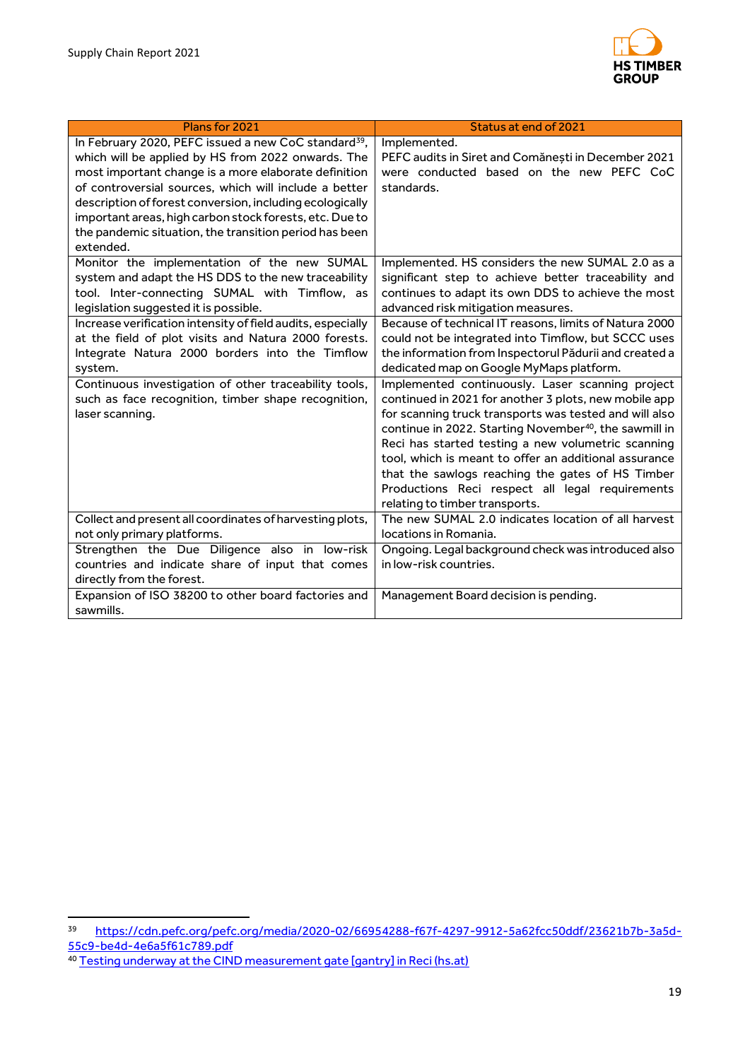| Plans for 2021 | Status at end of 2021 |
|---|---|
| In February 2020, PEFC issued a new CoC standard[39], which will be applied by HS from 2022 onwards. The most important change is a more elaborate definition of controversial sources, which will include a better description of forest conversion, including ecologically important areas, high carbon stock forests, etc. Due to the pandemic situation, the transition period has been extended. | Implemented. PEFC audits in Siret and Comănești in December 2021 were conducted based on the new PEFC CoC standards. |
| Monitor the implementation of the new SUMAL system and adapt the HS DDS to the new traceability tool. Inter-connecting SUMAL with Timflow, as legislation suggested it is possible. | Implemented. HS considers the new SUMAL 2.0 as a significant step to achieve better traceability and continues to adapt its own DDS to achieve the most advanced risk mitigation measures. |
| Increase verification intensity of field audits, especially at the field of plot visits and Natura 2000 forests. Integrate Natura 2000 borders into the Timflow system. | Because of technical IT reasons, limits of Natura 2000 could not be integrated into Timflow, but SCCC uses the information from Inspectorul Pădurii and created a dedicated map on Google MyMaps platform. |
| Continuous investigation of other traceability tools, such as face recognition, timber shape recognition, laser scanning. | Implemented continuously. Laser scanning project continued in 2021 for another 3 plots, new mobile app for scanning truck transports was tested and will also continue in 2022. Starting November[40], the sawmill in Reci has started testing a new volumetric scanning tool, which is meant to offer an additional assurance that the sawlogs reaching the gates of HS Timber Productions Reci respect all legal requirements relating to timber transports. |
| Collect and present all coordinates of harvesting plots, not only primary platforms. | The new SUMAL 2.0 indicates location of all harvest locations in Romania. |
| Strengthen the Due Diligence also in low-risk countries and indicate share of input that comes directly from the forest. | Ongoing. Legal background check was introduced also in low-risk countries. |
| Expansion of ISO 38200 to other board factories and sawmills. | Management Board decision is pending. |

[39] https://cdn.pefc.org/pefc.org/media/2020-02/66954288-f67f-4297-9912-5a62fcc50ddf/23621b7b-3a5d-55c9-be4d-4e6a5f61c789.pdf

[40] Testing underway at the CIND measurement gate [gantry] in Reci (hs.at)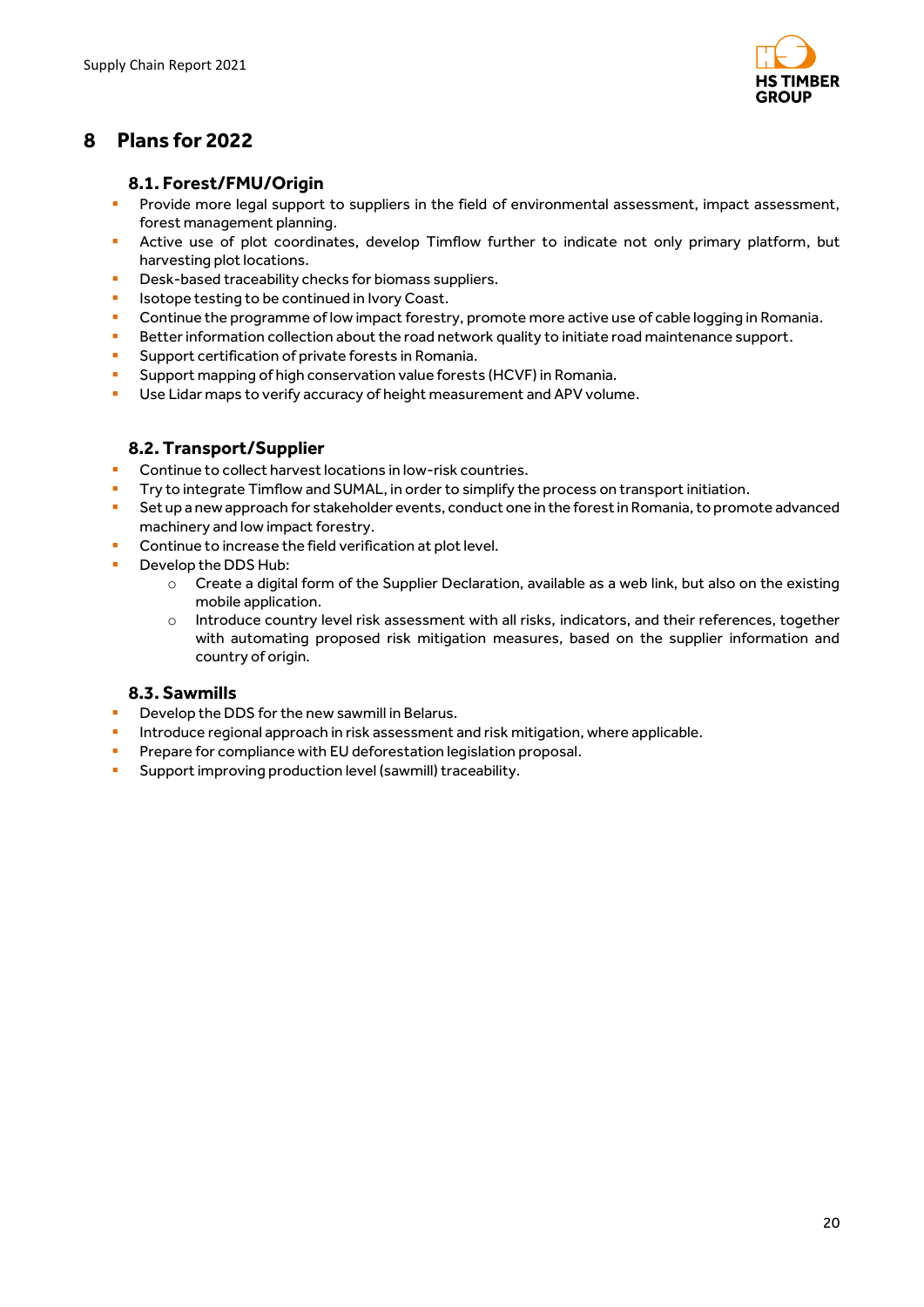# 8 Plans for 2022

## 8.1. Forest/FMU/Origin

- Provide more legal support to suppliers in the field of environmental assessment, impact assessment, forest management planning.
- Active use of plot coordinates, develop Timflow further to indicate not only primary platform, but harvesting plot locations.
- Desk-based traceability checks for biomass suppliers.
- Isotope testing to be continued in Ivory Coast.
- Continue the programme of low impact forestry, promote more active use of cable logging in Romania.
- Better information collection about the road network quality to initiate road maintenance support.
- Support certification of private forests in Romania.
- Support mapping of high conservation value forests (HCVF) in Romania.
- Use Lidar maps to verify accuracy of height measurement and APV volume.

## 8.2. Transport/Supplier

- Continue to collect harvest locations in low-risk countries.
- Try to integrate Timflow and SUMAL, in order to simplify the process on transport initiation.
- Set up a new approach for stakeholder events, conduct one in the forest in Romania, to promote advanced machinery and low impact forestry.
- Continue to increase the field verification at plot level.
- Develop the DDS Hub:
    - Create a digital form of the Supplier Declaration, available as a web link, but also on the existing mobile application.
    - Introduce country level risk assessment with all risks, indicators, and their references, together with automating proposed risk mitigation measures, based on the supplier information and country of origin.

## 8.3. Sawmills

- Develop the DDS for the new sawmill in Belarus.
- Introduce regional approach in risk assessment and risk mitigation, where applicable.
- Prepare for compliance with EU deforestation legislation proposal.
- Support improving production level (sawmill) traceability.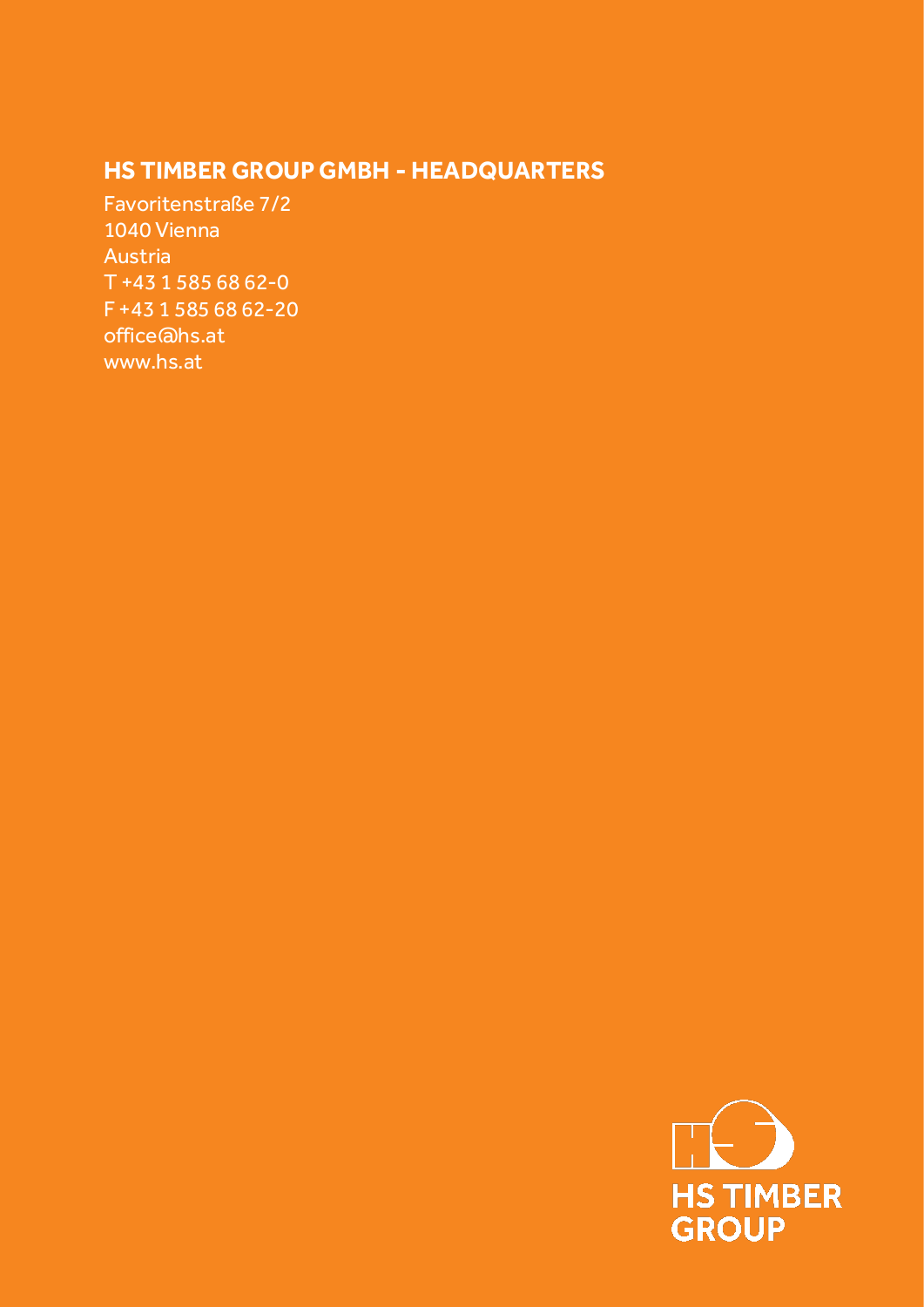## HS TIMBER GROUP GMBH - HEADQUARTERS

Favoritenstraße 7/2
1040 Vienna
Austria
T +43 1 585 68 62-0
F +43 1 585 68 62-20
office@hs.at
www.hs.at

HS TIMBER GROUP